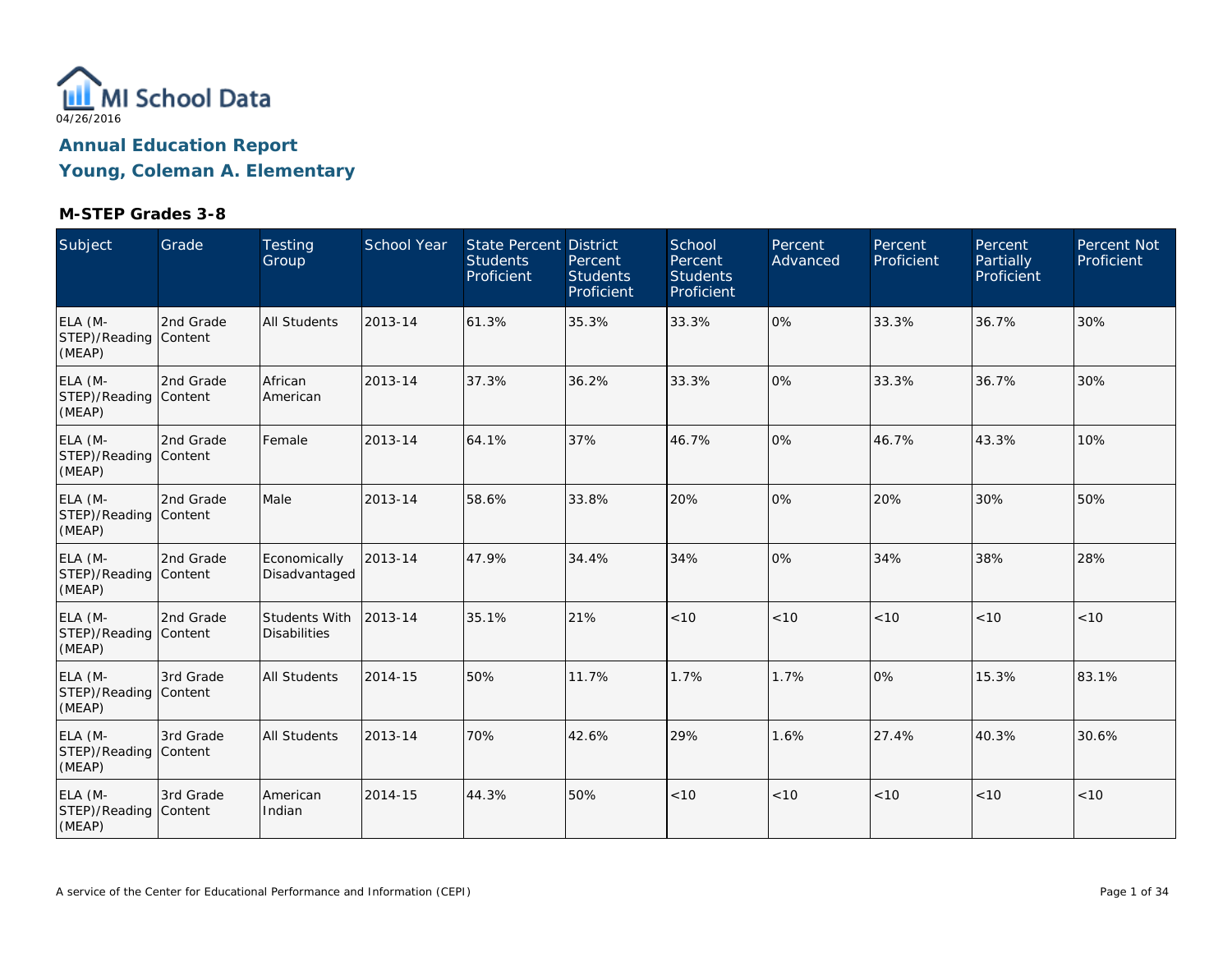MI School Data

04/26/2016

## Annual Education Report

## Young, Coleman A. Elementary

### M-STEP Grades 3-8

| Subject | Grade | Testing Group | School Year | State Percent Students Proficient | District Percent Students Proficient | School Percent Students Proficient | Percent Advanced | Percent Proficient | Percent Partially Proficient | Percent Not Proficient |
|---|---|---|---|---|---|---|---|---|---|---|
| ELA (M-STEP)/Reading (MEAP) | 2nd Grade Content | All Students | 2013-14 | 61.3% | 35.3% | 33.3% | 0% | 33.3% | 36.7% | 30% |
| ELA (M-STEP)/Reading (MEAP) | 2nd Grade Content | African American | 2013-14 | 37.3% | 36.2% | 33.3% | 0% | 33.3% | 36.7% | 30% |
| ELA (M-STEP)/Reading (MEAP) | 2nd Grade Content | Female | 2013-14 | 64.1% | 37% | 46.7% | 0% | 46.7% | 43.3% | 10% |
| ELA (M-STEP)/Reading (MEAP) | 2nd Grade Content | Male | 2013-14 | 58.6% | 33.8% | 20% | 0% | 20% | 30% | 50% |
| ELA (M-STEP)/Reading (MEAP) | 2nd Grade Content | Economically Disadvantaged | 2013-14 | 47.9% | 34.4% | 34% | 0% | 34% | 38% | 28% |
| ELA (M-STEP)/Reading (MEAP) | 2nd Grade Content | Students With Disabilities | 2013-14 | 35.1% | 21% | <10 | <10 | <10 | <10 | <10 |
| ELA (M-STEP)/Reading (MEAP) | 3rd Grade Content | All Students | 2014-15 | 50% | 11.7% | 1.7% | 1.7% | 0% | 15.3% | 83.1% |
| ELA (M-STEP)/Reading (MEAP) | 3rd Grade Content | All Students | 2013-14 | 70% | 42.6% | 29% | 1.6% | 27.4% | 40.3% | 30.6% |
| ELA (M-STEP)/Reading (MEAP) | 3rd Grade Content | American Indian | 2014-15 | 44.3% | 50% | <10 | <10 | <10 | <10 | <10 |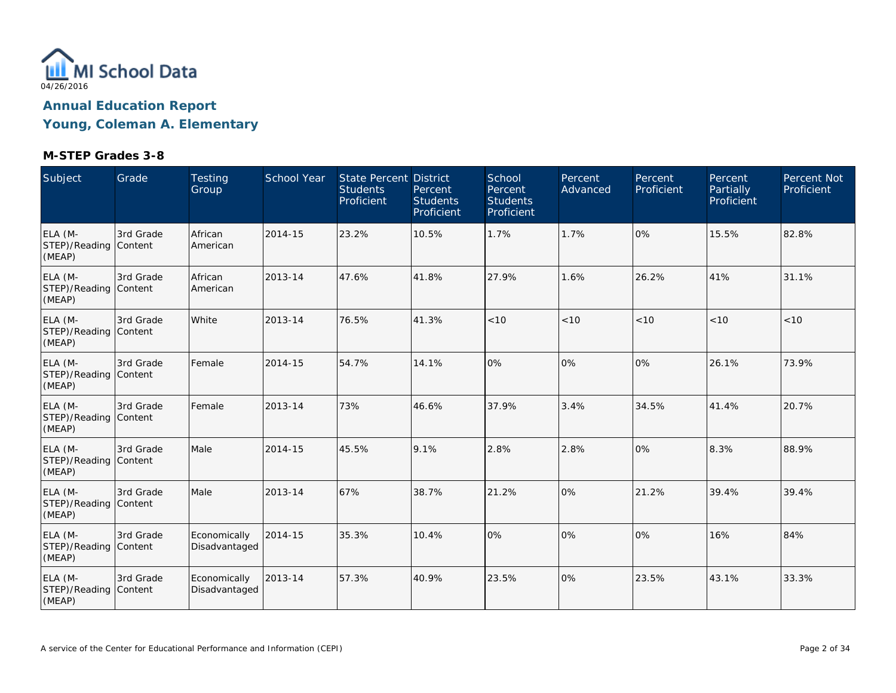MI School Data

04/26/2016

## Annual Education Report

## Young, Coleman A. Elementary

### M-STEP Grades 3-8

| Subject | Grade | Testing Group | School Year | State Percent Students Proficient | District Percent Students Proficient | School Percent Students Proficient | Percent Advanced | Percent Proficient | Percent Partially Proficient | Percent Not Proficient |
|---|---|---|---|---|---|---|---|---|---|---|
| ELA (M-STEP)/Reading (MEAP) | 3rd Grade Content | African American | 2014-15 | 23.2% | 10.5% | 1.7% | 1.7% | 0% | 15.5% | 82.8% |
| ELA (M-STEP)/Reading (MEAP) | 3rd Grade Content | African American | 2013-14 | 47.6% | 41.8% | 27.9% | 1.6% | 26.2% | 41% | 31.1% |
| ELA (M-STEP)/Reading (MEAP) | 3rd Grade Content | White | 2013-14 | 76.5% | 41.3% | <10 | <10 | <10 | <10 | <10 |
| ELA (M-STEP)/Reading (MEAP) | 3rd Grade Content | Female | 2014-15 | 54.7% | 14.1% | 0% | 0% | 0% | 26.1% | 73.9% |
| ELA (M-STEP)/Reading (MEAP) | 3rd Grade Content | Female | 2013-14 | 73% | 46.6% | 37.9% | 3.4% | 34.5% | 41.4% | 20.7% |
| ELA (M-STEP)/Reading (MEAP) | 3rd Grade Content | Male | 2014-15 | 45.5% | 9.1% | 2.8% | 2.8% | 0% | 8.3% | 88.9% |
| ELA (M-STEP)/Reading (MEAP) | 3rd Grade Content | Male | 2013-14 | 67% | 38.7% | 21.2% | 0% | 21.2% | 39.4% | 39.4% |
| ELA (M-STEP)/Reading (MEAP) | 3rd Grade Content | Economically Disadvantaged | 2014-15 | 35.3% | 10.4% | 0% | 0% | 0% | 16% | 84% |
| ELA (M-STEP)/Reading (MEAP) | 3rd Grade Content | Economically Disadvantaged | 2013-14 | 57.3% | 40.9% | 23.5% | 0% | 23.5% | 43.1% | 33.3% |

A service of the Center for Educational Performance and Information (CEPI)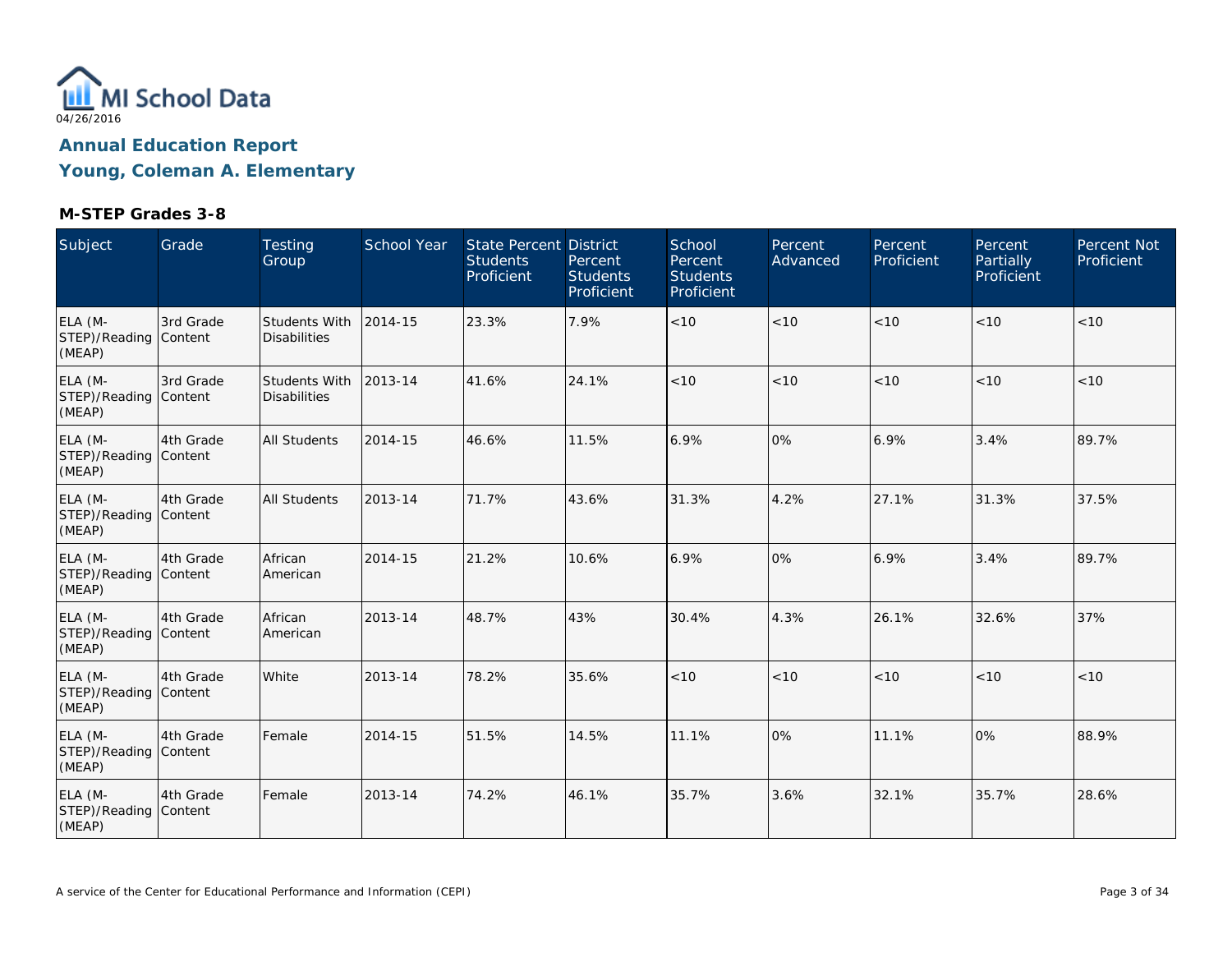MI School Data
04/26/2016

# Annual Education Report

## Young, Coleman A. Elementary

### M-STEP Grades 3-8

| Subject | Grade | Testing Group | School Year | State Percent Students Proficient | District Percent Students Proficient | School Percent Students Proficient | Percent Advanced | Percent Proficient | Percent Partially Proficient | Percent Not Proficient |
|---|---|---|---|---|---|---|---|---|---|---|
| ELA (M-STEP)/Reading (MEAP) | 3rd Grade Content | Students With Disabilities | 2014-15 | 23.3% | 7.9% | <10 | <10 | <10 | <10 | <10 |
| ELA (M-STEP)/Reading (MEAP) | 3rd Grade Content | Students With Disabilities | 2013-14 | 41.6% | 24.1% | <10 | <10 | <10 | <10 | <10 |
| ELA (M-STEP)/Reading (MEAP) | 4th Grade Content | All Students | 2014-15 | 46.6% | 11.5% | 6.9% | 0% | 6.9% | 3.4% | 89.7% |
| ELA (M-STEP)/Reading (MEAP) | 4th Grade Content | All Students | 2013-14 | 71.7% | 43.6% | 31.3% | 4.2% | 27.1% | 31.3% | 37.5% |
| ELA (M-STEP)/Reading (MEAP) | 4th Grade Content | African American | 2014-15 | 21.2% | 10.6% | 6.9% | 0% | 6.9% | 3.4% | 89.7% |
| ELA (M-STEP)/Reading (MEAP) | 4th Grade Content | African American | 2013-14 | 48.7% | 43% | 30.4% | 4.3% | 26.1% | 32.6% | 37% |
| ELA (M-STEP)/Reading (MEAP) | 4th Grade Content | White | 2013-14 | 78.2% | 35.6% | <10 | <10 | <10 | <10 | <10 |
| ELA (M-STEP)/Reading (MEAP) | 4th Grade Content | Female | 2014-15 | 51.5% | 14.5% | 11.1% | 0% | 11.1% | 0% | 88.9% |
| ELA (M-STEP)/Reading (MEAP) | 4th Grade Content | Female | 2013-14 | 74.2% | 46.1% | 35.7% | 3.6% | 32.1% | 35.7% | 28.6% |

A service of the Center for Educational Performance and Information (CEPI)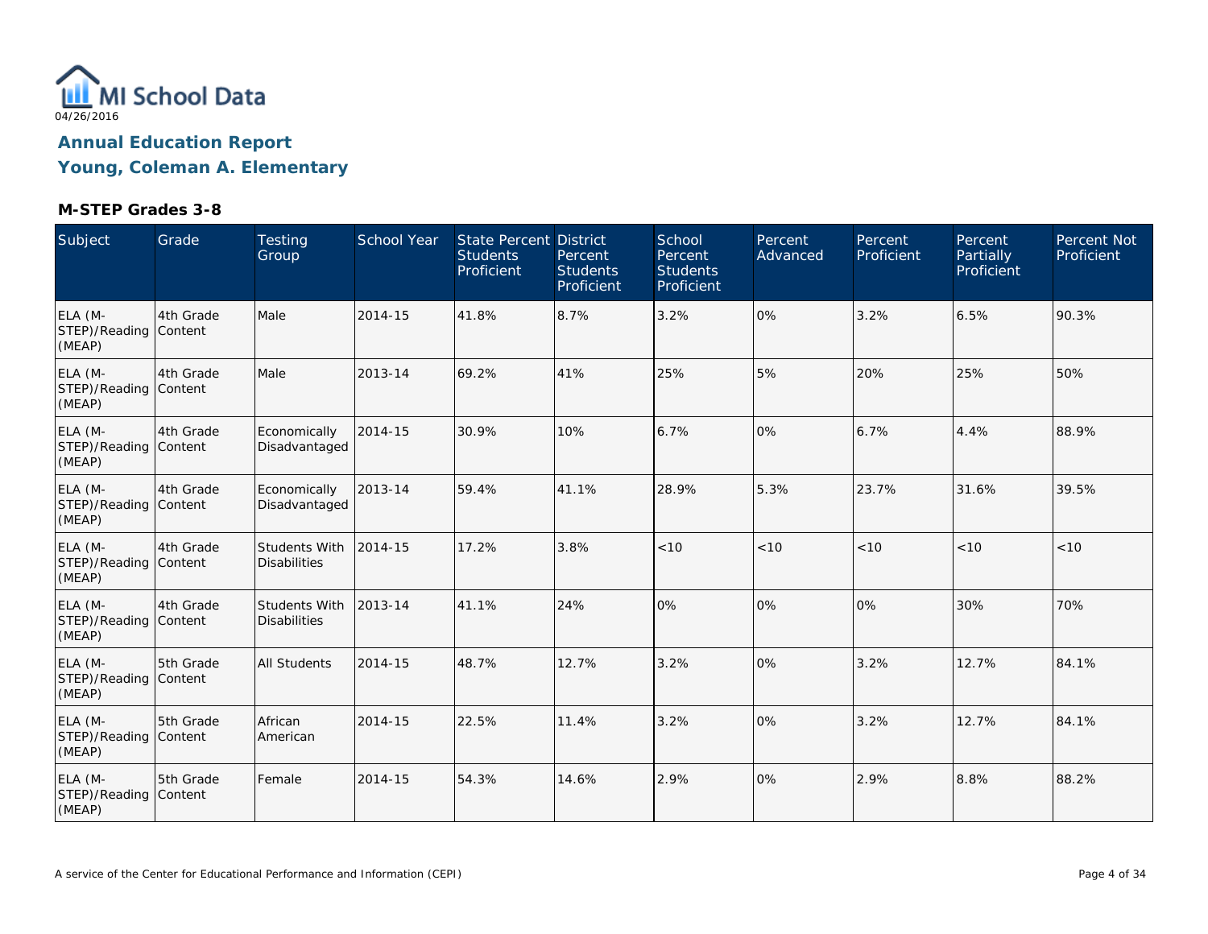MI School Data
04/26/2016

# Annual Education Report
## Young, Coleman A. Elementary

### M-STEP Grades 3-8

| Subject | Grade | Testing Group | School Year | State Percent Students Proficient | District Percent Students Proficient | School Percent Students Proficient | Percent Advanced | Percent Proficient | Percent Partially Proficient | Percent Not Proficient |
|---|---|---|---|---|---|---|---|---|---|---|
| ELA (M-STEP)/Reading (MEAP) | 4th Grade Content | Male | 2014-15 | 41.8% | 8.7% | 3.2% | 0% | 3.2% | 6.5% | 90.3% |
| ELA (M-STEP)/Reading (MEAP) | 4th Grade Content | Male | 2013-14 | 69.2% | 41% | 25% | 5% | 20% | 25% | 50% |
| ELA (M-STEP)/Reading (MEAP) | 4th Grade Content | Economically Disadvantaged | 2014-15 | 30.9% | 10% | 6.7% | 0% | 6.7% | 4.4% | 88.9% |
| ELA (M-STEP)/Reading (MEAP) | 4th Grade Content | Economically Disadvantaged | 2013-14 | 59.4% | 41.1% | 28.9% | 5.3% | 23.7% | 31.6% | 39.5% |
| ELA (M-STEP)/Reading (MEAP) | 4th Grade Content | Students With Disabilities | 2014-15 | 17.2% | 3.8% | <10 | <10 | <10 | <10 | <10 |
| ELA (M-STEP)/Reading (MEAP) | 4th Grade Content | Students With Disabilities | 2013-14 | 41.1% | 24% | 0% | 0% | 0% | 30% | 70% |
| ELA (M-STEP)/Reading (MEAP) | 5th Grade Content | All Students | 2014-15 | 48.7% | 12.7% | 3.2% | 0% | 3.2% | 12.7% | 84.1% |
| ELA (M-STEP)/Reading (MEAP) | 5th Grade Content | African American | 2014-15 | 22.5% | 11.4% | 3.2% | 0% | 3.2% | 12.7% | 84.1% |
| ELA (M-STEP)/Reading (MEAP) | 5th Grade Content | Female | 2014-15 | 54.3% | 14.6% | 2.9% | 0% | 2.9% | 8.8% | 88.2% |

A service of the Center for Educational Performance and Information (CEPI)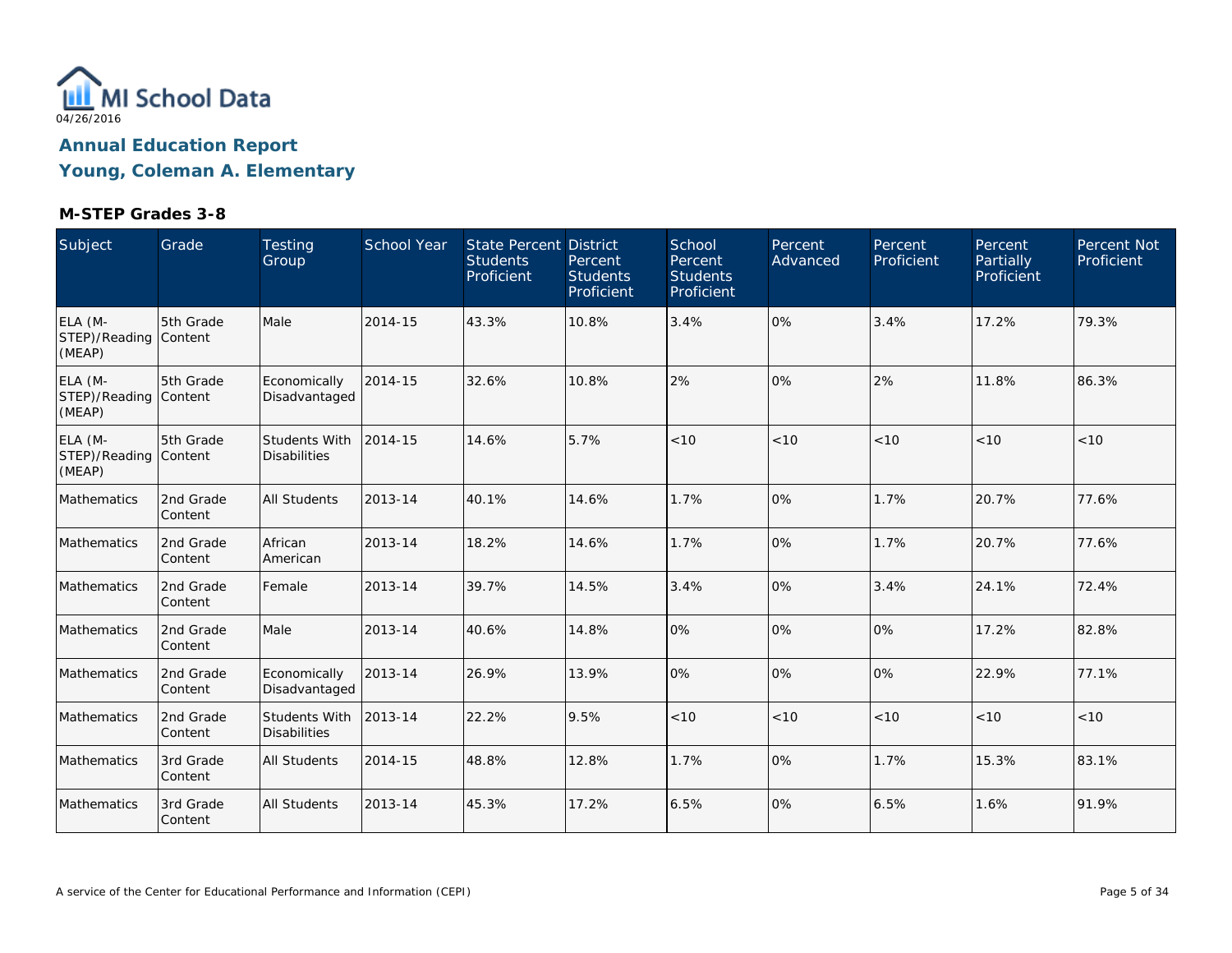MI School Data

04/26/2016

## Annual Education Report

## Young, Coleman A. Elementary

### M-STEP Grades 3-8

| Subject | Grade | Testing Group | School Year | State Percent Students Proficient | District Percent Students Proficient | School Percent Students Proficient | Percent Advanced | Percent Proficient | Percent Partially Proficient | Percent Not Proficient |
|---|---|---|---|---|---|---|---|---|---|---|
| ELA (M-STEP)/Reading (MEAP) | 5th Grade Content | Male | 2014-15 | 43.3% | 10.8% | 3.4% | 0% | 3.4% | 17.2% | 79.3% |
| ELA (M-STEP)/Reading (MEAP) | 5th Grade Content | Economically Disadvantaged | 2014-15 | 32.6% | 10.8% | 2% | 0% | 2% | 11.8% | 86.3% |
| ELA (M-STEP)/Reading (MEAP) | 5th Grade Content | Students With Disabilities | 2014-15 | 14.6% | 5.7% | <10 | <10 | <10 | <10 | <10 |
| Mathematics | 2nd Grade Content | All Students | 2013-14 | 40.1% | 14.6% | 1.7% | 0% | 1.7% | 20.7% | 77.6% |
| Mathematics | 2nd Grade Content | African American | 2013-14 | 18.2% | 14.6% | 1.7% | 0% | 1.7% | 20.7% | 77.6% |
| Mathematics | 2nd Grade Content | Female | 2013-14 | 39.7% | 14.5% | 3.4% | 0% | 3.4% | 24.1% | 72.4% |
| Mathematics | 2nd Grade Content | Male | 2013-14 | 40.6% | 14.8% | 0% | 0% | 0% | 17.2% | 82.8% |
| Mathematics | 2nd Grade Content | Economically Disadvantaged | 2013-14 | 26.9% | 13.9% | 0% | 0% | 0% | 22.9% | 77.1% |
| Mathematics | 2nd Grade Content | Students With Disabilities | 2013-14 | 22.2% | 9.5% | <10 | <10 | <10 | <10 | <10 |
| Mathematics | 3rd Grade Content | All Students | 2014-15 | 48.8% | 12.8% | 1.7% | 0% | 1.7% | 15.3% | 83.1% |
| Mathematics | 3rd Grade Content | All Students | 2013-14 | 45.3% | 17.2% | 6.5% | 0% | 6.5% | 1.6% | 91.9% |

A service of the Center for Educational Performance and Information (CEPI)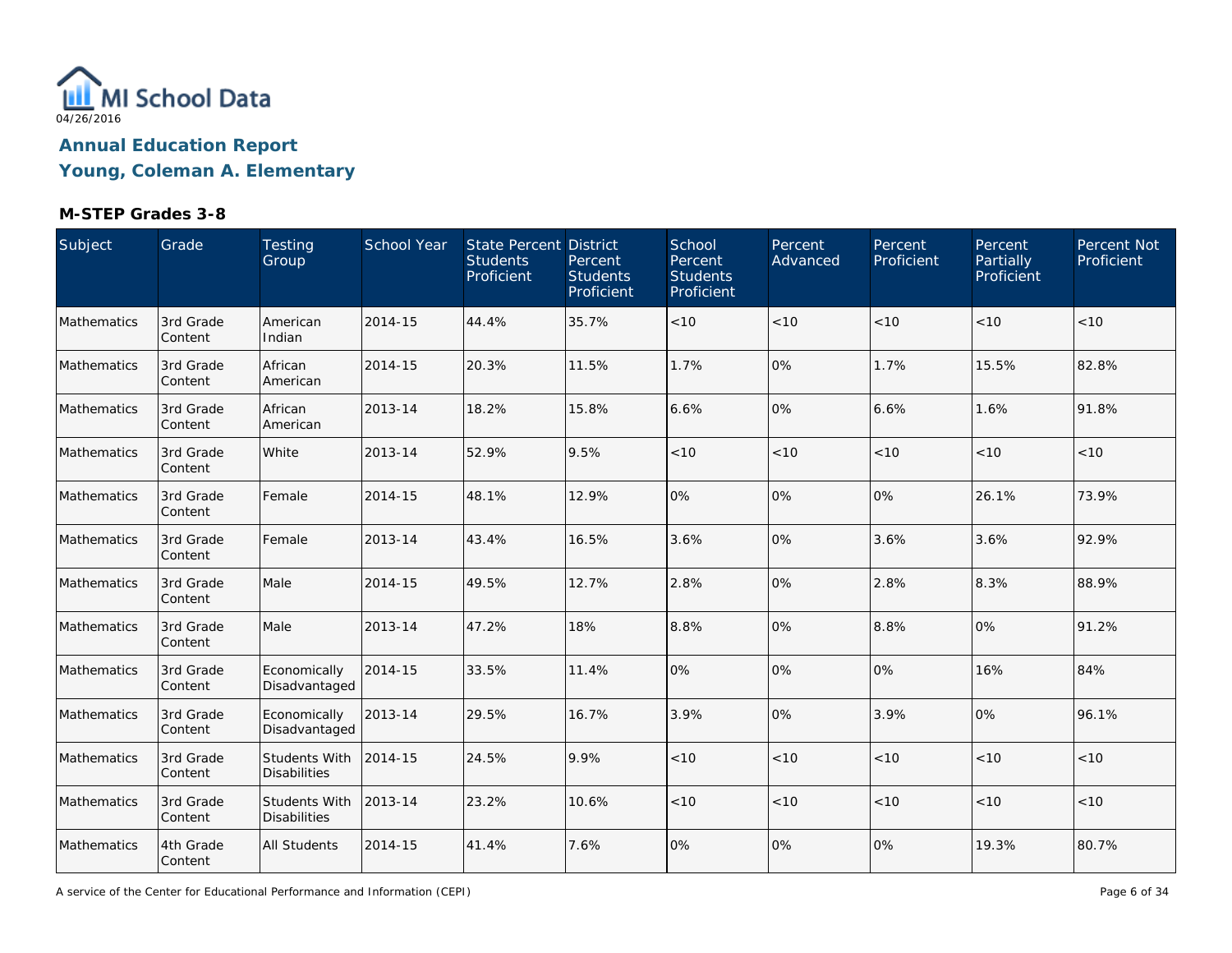MI School Data

04/26/2016

## Annual Education Report
## Young, Coleman A. Elementary

### M-STEP Grades 3-8

| Subject | Grade | Testing Group | School Year | State Percent Students Proficient | District Percent Students Proficient | School Percent Students Proficient | Percent Advanced | Percent Proficient | Percent Partially Proficient | Percent Not Proficient |
|---|---|---|---|---|---|---|---|---|---|---|
| Mathematics | 3rd Grade Content | American Indian | 2014-15 | 44.4% | 35.7% | <10 | <10 | <10 | <10 | <10 |
| Mathematics | 3rd Grade Content | African American | 2014-15 | 20.3% | 11.5% | 1.7% | 0% | 1.7% | 15.5% | 82.8% |
| Mathematics | 3rd Grade Content | African American | 2013-14 | 18.2% | 15.8% | 6.6% | 0% | 6.6% | 1.6% | 91.8% |
| Mathematics | 3rd Grade Content | White | 2013-14 | 52.9% | 9.5% | <10 | <10 | <10 | <10 | <10 |
| Mathematics | 3rd Grade Content | Female | 2014-15 | 48.1% | 12.9% | 0% | 0% | 0% | 26.1% | 73.9% |
| Mathematics | 3rd Grade Content | Female | 2013-14 | 43.4% | 16.5% | 3.6% | 0% | 3.6% | 3.6% | 92.9% |
| Mathematics | 3rd Grade Content | Male | 2014-15 | 49.5% | 12.7% | 2.8% | 0% | 2.8% | 8.3% | 88.9% |
| Mathematics | 3rd Grade Content | Male | 2013-14 | 47.2% | 18% | 8.8% | 0% | 8.8% | 0% | 91.2% |
| Mathematics | 3rd Grade Content | Economically Disadvantaged | 2014-15 | 33.5% | 11.4% | 0% | 0% | 0% | 16% | 84% |
| Mathematics | 3rd Grade Content | Economically Disadvantaged | 2013-14 | 29.5% | 16.7% | 3.9% | 0% | 3.9% | 0% | 96.1% |
| Mathematics | 3rd Grade Content | Students With Disabilities | 2014-15 | 24.5% | 9.9% | <10 | <10 | <10 | <10 | <10 |
| Mathematics | 3rd Grade Content | Students With Disabilities | 2013-14 | 23.2% | 10.6% | <10 | <10 | <10 | <10 | <10 |
| Mathematics | 4th Grade Content | All Students | 2014-15 | 41.4% | 7.6% | 0% | 0% | 0% | 19.3% | 80.7% |

A service of the Center for Educational Performance and Information (CEPI)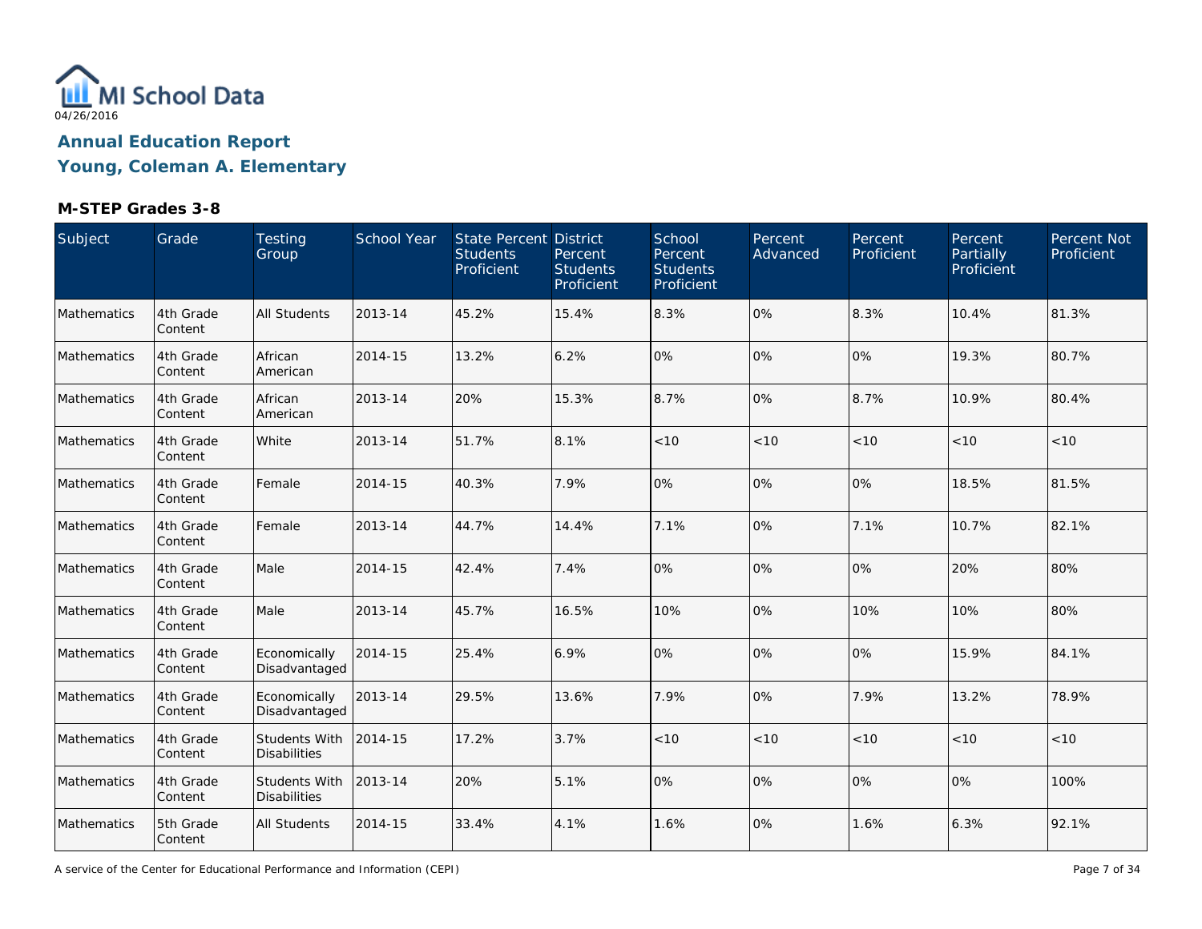MI School Data
04/26/2016

## Annual Education Report

## Young, Coleman A. Elementary

### M-STEP Grades 3-8

| Subject | Grade | Testing Group | School Year | State Percent Students Proficient | District Percent Students Proficient | School Percent Students Proficient | Percent Advanced | Percent Proficient | Percent Partially Proficient | Percent Not Proficient |
|---|---|---|---|---|---|---|---|---|---|---|
| Mathematics | 4th Grade Content | All Students | 2013-14 | 45.2% | 15.4% | 8.3% | 0% | 8.3% | 10.4% | 81.3% |
| Mathematics | 4th Grade Content | African American | 2014-15 | 13.2% | 6.2% | 0% | 0% | 0% | 19.3% | 80.7% |
| Mathematics | 4th Grade Content | African American | 2013-14 | 20% | 15.3% | 8.7% | 0% | 8.7% | 10.9% | 80.4% |
| Mathematics | 4th Grade Content | White | 2013-14 | 51.7% | 8.1% | <10 | <10 | <10 | <10 | <10 |
| Mathematics | 4th Grade Content | Female | 2014-15 | 40.3% | 7.9% | 0% | 0% | 0% | 18.5% | 81.5% |
| Mathematics | 4th Grade Content | Female | 2013-14 | 44.7% | 14.4% | 7.1% | 0% | 7.1% | 10.7% | 82.1% |
| Mathematics | 4th Grade Content | Male | 2014-15 | 42.4% | 7.4% | 0% | 0% | 0% | 20% | 80% |
| Mathematics | 4th Grade Content | Male | 2013-14 | 45.7% | 16.5% | 10% | 0% | 10% | 10% | 80% |
| Mathematics | 4th Grade Content | Economically Disadvantaged | 2014-15 | 25.4% | 6.9% | 0% | 0% | 0% | 15.9% | 84.1% |
| Mathematics | 4th Grade Content | Economically Disadvantaged | 2013-14 | 29.5% | 13.6% | 7.9% | 0% | 7.9% | 13.2% | 78.9% |
| Mathematics | 4th Grade Content | Students With Disabilities | 2014-15 | 17.2% | 3.7% | <10 | <10 | <10 | <10 | <10 |
| Mathematics | 4th Grade Content | Students With Disabilities | 2013-14 | 20% | 5.1% | 0% | 0% | 0% | 0% | 100% |
| Mathematics | 5th Grade Content | All Students | 2014-15 | 33.4% | 4.1% | 1.6% | 0% | 1.6% | 6.3% | 92.1% |

A service of the Center for Educational Performance and Information (CEPI)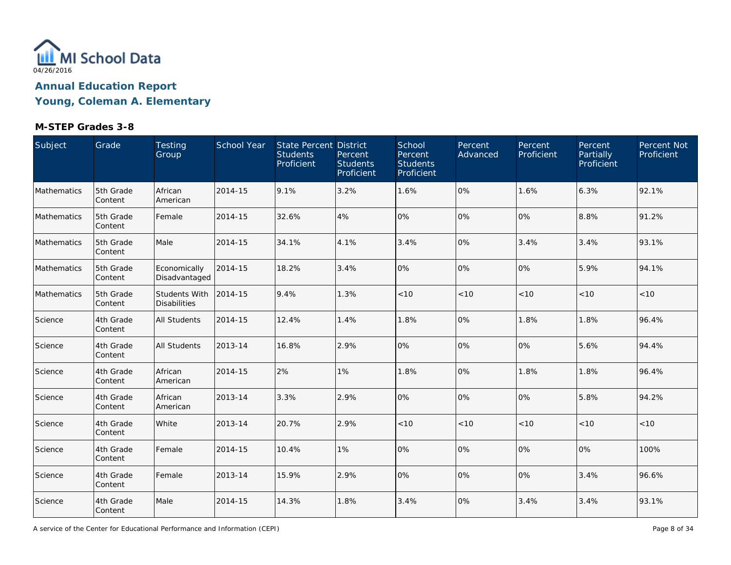MI School Data

04/26/2016

## Annual Education Report

## Young, Coleman A. Elementary

### M-STEP Grades 3-8

| Subject | Grade | Testing Group | School Year | State Percent Students Proficient | District Percent Students Proficient | School Percent Students Proficient | Percent Advanced | Percent Proficient | Percent Partially Proficient | Percent Not Proficient |
|---|---|---|---|---|---|---|---|---|---|---|
| Mathematics | 5th Grade Content | African American | 2014-15 | 9.1% | 3.2% | 1.6% | 0% | 1.6% | 6.3% | 92.1% |
| Mathematics | 5th Grade Content | Female | 2014-15 | 32.6% | 4% | 0% | 0% | 0% | 8.8% | 91.2% |
| Mathematics | 5th Grade Content | Male | 2014-15 | 34.1% | 4.1% | 3.4% | 0% | 3.4% | 3.4% | 93.1% |
| Mathematics | 5th Grade Content | Economically Disadvantaged | 2014-15 | 18.2% | 3.4% | 0% | 0% | 0% | 5.9% | 94.1% |
| Mathematics | 5th Grade Content | Students With Disabilities | 2014-15 | 9.4% | 1.3% | <10 | <10 | <10 | <10 | <10 |
| Science | 4th Grade Content | All Students | 2014-15 | 12.4% | 1.4% | 1.8% | 0% | 1.8% | 1.8% | 96.4% |
| Science | 4th Grade Content | All Students | 2013-14 | 16.8% | 2.9% | 0% | 0% | 0% | 5.6% | 94.4% |
| Science | 4th Grade Content | African American | 2014-15 | 2% | 1% | 1.8% | 0% | 1.8% | 1.8% | 96.4% |
| Science | 4th Grade Content | African American | 2013-14 | 3.3% | 2.9% | 0% | 0% | 0% | 5.8% | 94.2% |
| Science | 4th Grade Content | White | 2013-14 | 20.7% | 2.9% | <10 | <10 | <10 | <10 | <10 |
| Science | 4th Grade Content | Female | 2014-15 | 10.4% | 1% | 0% | 0% | 0% | 0% | 100% |
| Science | 4th Grade Content | Female | 2013-14 | 15.9% | 2.9% | 0% | 0% | 0% | 3.4% | 96.6% |
| Science | 4th Grade Content | Male | 2014-15 | 14.3% | 1.8% | 3.4% | 0% | 3.4% | 3.4% | 93.1% |

A service of the Center for Educational Performance and Information (CEPI)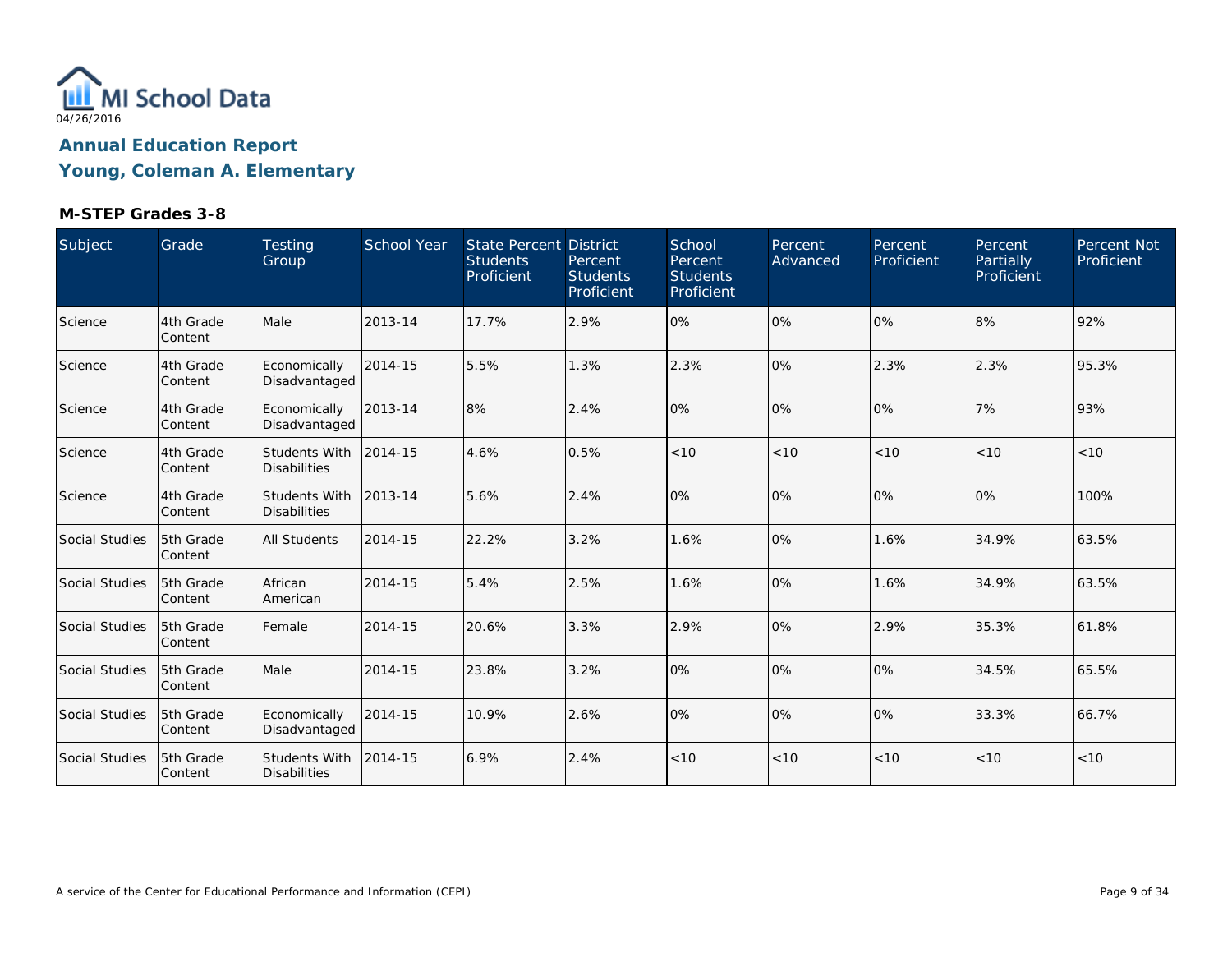MI School Data

04/26/2016

## Annual Education Report
## Young, Coleman A. Elementary

### M-STEP Grades 3-8

| Subject | Grade | Testing Group | School Year | State Percent Students Proficient | District Percent Students Proficient | School Percent Students Proficient | Percent Advanced | Percent Proficient | Percent Partially Proficient | Percent Not Proficient |
|---|---|---|---|---|---|---|---|---|---|---|
| Science | 4th Grade Content | Male | 2013-14 | 17.7% | 2.9% | 0% | 0% | 0% | 8% | 92% |
| Science | 4th Grade Content | Economically Disadvantaged | 2014-15 | 5.5% | 1.3% | 2.3% | 0% | 2.3% | 2.3% | 95.3% |
| Science | 4th Grade Content | Economically Disadvantaged | 2013-14 | 8% | 2.4% | 0% | 0% | 0% | 7% | 93% |
| Science | 4th Grade Content | Students With Disabilities | 2014-15 | 4.6% | 0.5% | <10 | <10 | <10 | <10 | <10 |
| Science | 4th Grade Content | Students With Disabilities | 2013-14 | 5.6% | 2.4% | 0% | 0% | 0% | 0% | 100% |
| Social Studies | 5th Grade Content | All Students | 2014-15 | 22.2% | 3.2% | 1.6% | 0% | 1.6% | 34.9% | 63.5% |
| Social Studies | 5th Grade Content | African American | 2014-15 | 5.4% | 2.5% | 1.6% | 0% | 1.6% | 34.9% | 63.5% |
| Social Studies | 5th Grade Content | Female | 2014-15 | 20.6% | 3.3% | 2.9% | 0% | 2.9% | 35.3% | 61.8% |
| Social Studies | 5th Grade Content | Male | 2014-15 | 23.8% | 3.2% | 0% | 0% | 0% | 34.5% | 65.5% |
| Social Studies | 5th Grade Content | Economically Disadvantaged | 2014-15 | 10.9% | 2.6% | 0% | 0% | 0% | 33.3% | 66.7% |
| Social Studies | 5th Grade Content | Students With Disabilities | 2014-15 | 6.9% | 2.4% | <10 | <10 | <10 | <10 | <10 |

A service of the Center for Educational Performance and Information (CEPI)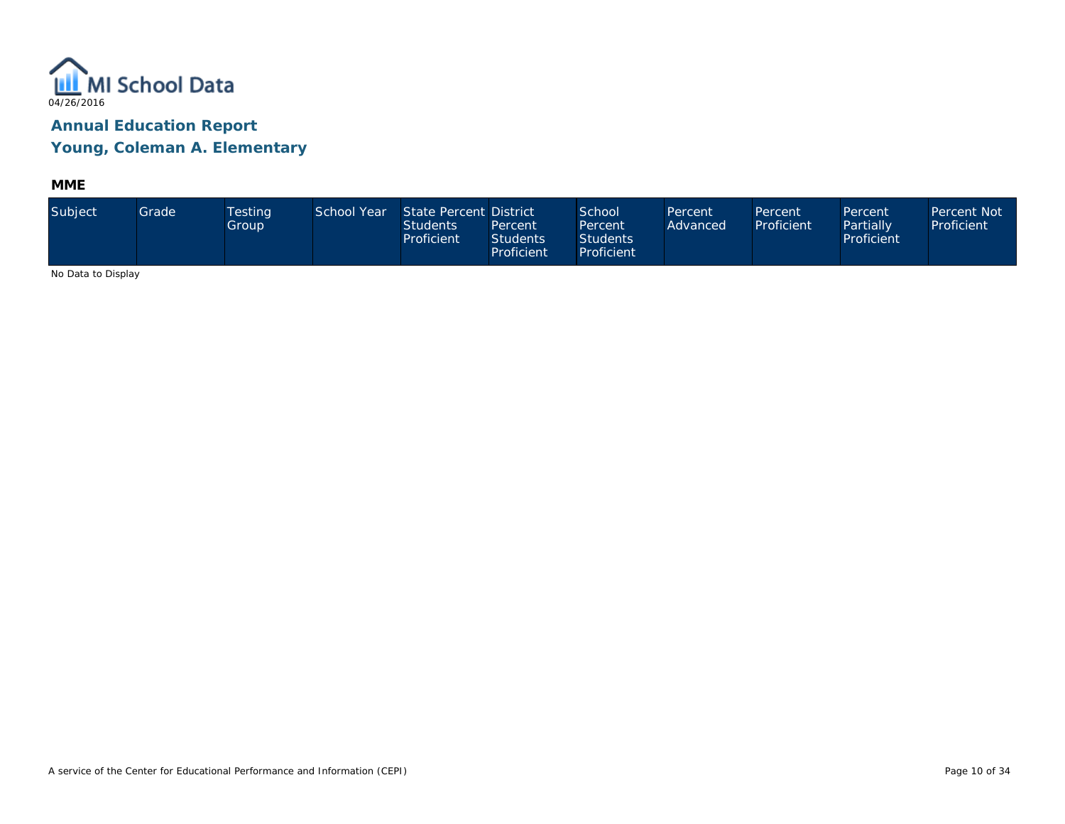MI School Data

04/26/2016

## Annual Education Report

## Young, Coleman A. Elementary

### MME

| Subject | Grade | Testing Group | School Year | State Percent Students Proficient | District Percent Students Proficient | School Percent Students Proficient | Percent Advanced | Percent Proficient | Percent Partially Proficient | Percent Not Proficient |
|---|---|---|---|---|---|---|---|---|---|---|

No Data to Display

A service of the Center for Educational Performance and Information (CEPI)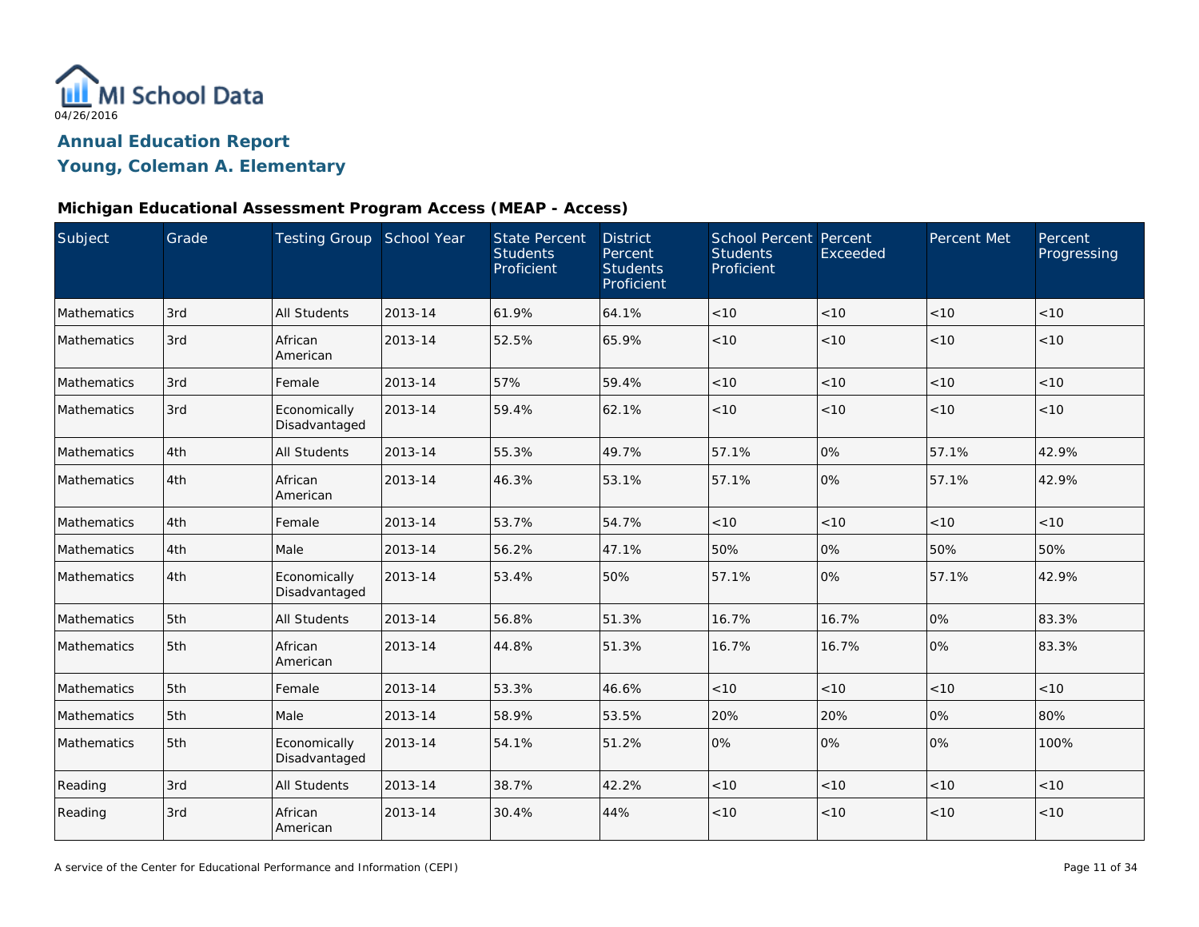MI School Data

04/26/2016

## Annual Education Report

## Young, Coleman A. Elementary

### Michigan Educational Assessment Program Access (MEAP - Access)

| Subject | Grade | Testing Group | School Year | State Percent Students Proficient | District Percent Students Proficient | School Percent Students Proficient | Percent Exceeded | Percent Met | Percent Progressing |
|---|---|---|---|---|---|---|---|---|---|
| Mathematics | 3rd | All Students | 2013-14 | 61.9% | 64.1% | <10 | <10 | <10 | <10 |
| Mathematics | 3rd | African American | 2013-14 | 52.5% | 65.9% | <10 | <10 | <10 | <10 |
| Mathematics | 3rd | Female | 2013-14 | 57% | 59.4% | <10 | <10 | <10 | <10 |
| Mathematics | 3rd | Economically Disadvantaged | 2013-14 | 59.4% | 62.1% | <10 | <10 | <10 | <10 |
| Mathematics | 4th | All Students | 2013-14 | 55.3% | 49.7% | 57.1% | 0% | 57.1% | 42.9% |
| Mathematics | 4th | African American | 2013-14 | 46.3% | 53.1% | 57.1% | 0% | 57.1% | 42.9% |
| Mathematics | 4th | Female | 2013-14 | 53.7% | 54.7% | <10 | <10 | <10 | <10 |
| Mathematics | 4th | Male | 2013-14 | 56.2% | 47.1% | 50% | 0% | 50% | 50% |
| Mathematics | 4th | Economically Disadvantaged | 2013-14 | 53.4% | 50% | 57.1% | 0% | 57.1% | 42.9% |
| Mathematics | 5th | All Students | 2013-14 | 56.8% | 51.3% | 16.7% | 16.7% | 0% | 83.3% |
| Mathematics | 5th | African American | 2013-14 | 44.8% | 51.3% | 16.7% | 16.7% | 0% | 83.3% |
| Mathematics | 5th | Female | 2013-14 | 53.3% | 46.6% | <10 | <10 | <10 | <10 |
| Mathematics | 5th | Male | 2013-14 | 58.9% | 53.5% | 20% | 20% | 0% | 80% |
| Mathematics | 5th | Economically Disadvantaged | 2013-14 | 54.1% | 51.2% | 0% | 0% | 0% | 100% |
| Reading | 3rd | All Students | 2013-14 | 38.7% | 42.2% | <10 | <10 | <10 | <10 |
| Reading | 3rd | African American | 2013-14 | 30.4% | 44% | <10 | <10 | <10 | <10 |

A service of the Center for Educational Performance and Information (CEPI)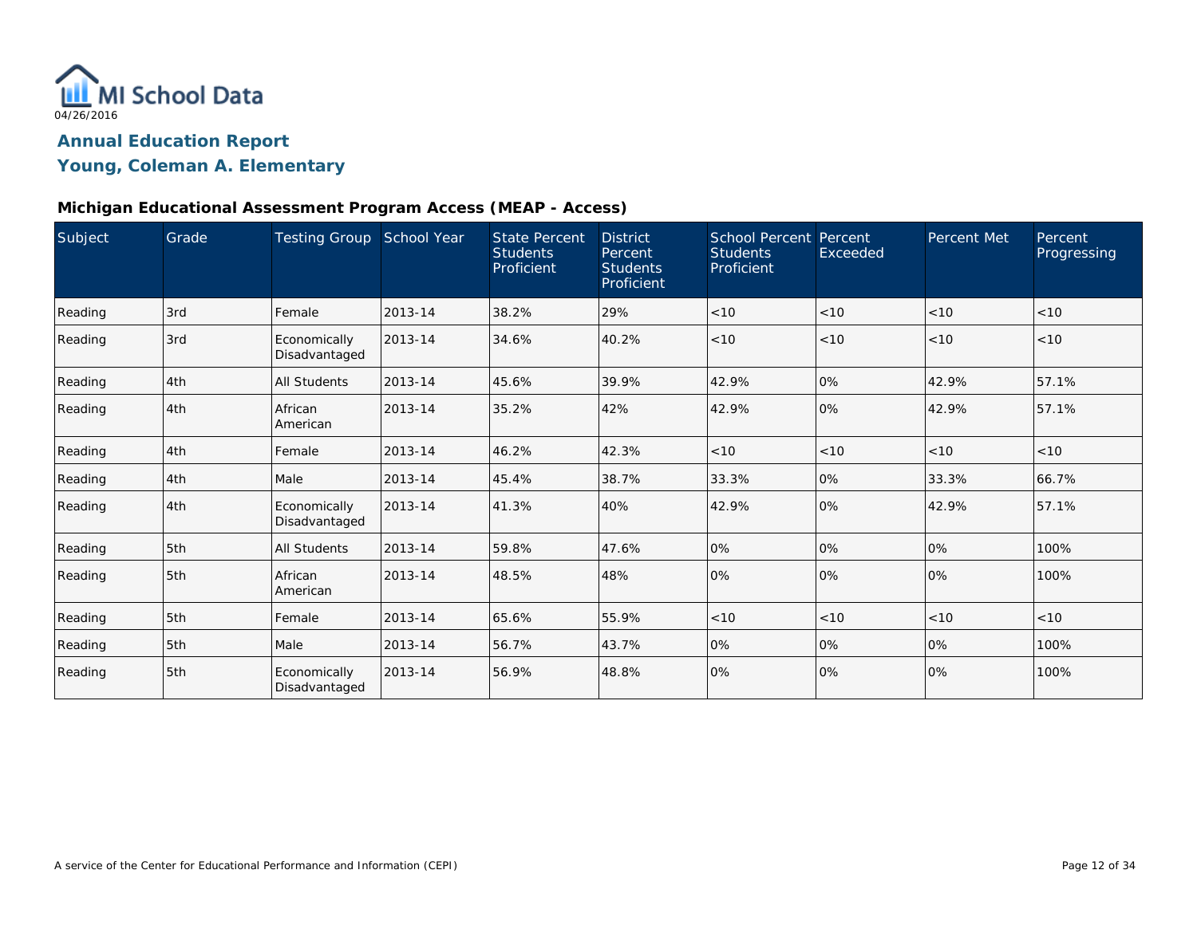# Annual Education Report

## Young, Coleman A. Elementary

### Michigan Educational Assessment Program Access (MEAP - Access)

| Subject | Grade | Testing Group | School Year | State Percent Students Proficient | District Percent Students Proficient | School Percent Students Proficient | Percent Exceeded | Percent Met | Percent Progressing |
|---|---|---|---|---|---|---|---|---|---|
| Reading | 3rd | Female | 2013-14 | 38.2% | 29% | <10 | <10 | <10 | <10 |
| Reading | 3rd | Economically Disadvantaged | 2013-14 | 34.6% | 40.2% | <10 | <10 | <10 | <10 |
| Reading | 4th | All Students | 2013-14 | 45.6% | 39.9% | 42.9% | 0% | 42.9% | 57.1% |
| Reading | 4th | African American | 2013-14 | 35.2% | 42% | 42.9% | 0% | 42.9% | 57.1% |
| Reading | 4th | Female | 2013-14 | 46.2% | 42.3% | <10 | <10 | <10 | <10 |
| Reading | 4th | Male | 2013-14 | 45.4% | 38.7% | 33.3% | 0% | 33.3% | 66.7% |
| Reading | 4th | Economically Disadvantaged | 2013-14 | 41.3% | 40% | 42.9% | 0% | 42.9% | 57.1% |
| Reading | 5th | All Students | 2013-14 | 59.8% | 47.6% | 0% | 0% | 0% | 100% |
| Reading | 5th | African American | 2013-14 | 48.5% | 48% | 0% | 0% | 0% | 100% |
| Reading | 5th | Female | 2013-14 | 65.6% | 55.9% | <10 | <10 | <10 | <10 |
| Reading | 5th | Male | 2013-14 | 56.7% | 43.7% | 0% | 0% | 0% | 100% |
| Reading | 5th | Economically Disadvantaged | 2013-14 | 56.9% | 48.8% | 0% | 0% | 0% | 100% |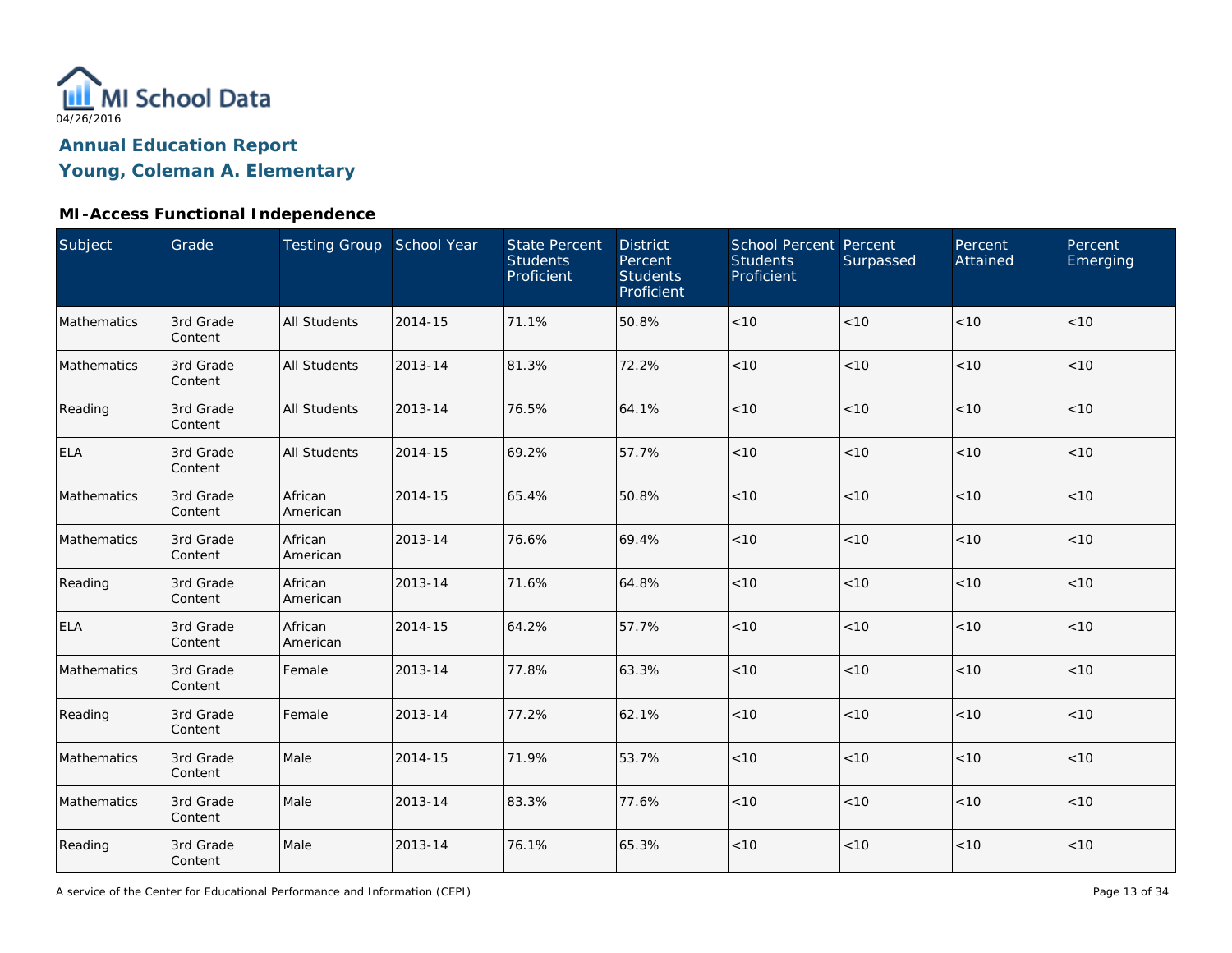MI School Data
04/26/2016

# Annual Education Report

## Young, Coleman A. Elementary

### MI-Access Functional Independence

| Subject | Grade | Testing Group | School Year | State Percent Students Proficient | District Percent Students Proficient | School Percent Students Proficient | Percent Surpassed | Percent Attained | Percent Emerging |
|---|---|---|---|---|---|---|---|---|---|
| Mathematics | 3rd Grade Content | All Students | 2014-15 | 71.1% | 50.8% | <10 | <10 | <10 | <10 |
| Mathematics | 3rd Grade Content | All Students | 2013-14 | 81.3% | 72.2% | <10 | <10 | <10 | <10 |
| Reading | 3rd Grade Content | All Students | 2013-14 | 76.5% | 64.1% | <10 | <10 | <10 | <10 |
| ELA | 3rd Grade Content | All Students | 2014-15 | 69.2% | 57.7% | <10 | <10 | <10 | <10 |
| Mathematics | 3rd Grade Content | African American | 2014-15 | 65.4% | 50.8% | <10 | <10 | <10 | <10 |
| Mathematics | 3rd Grade Content | African American | 2013-14 | 76.6% | 69.4% | <10 | <10 | <10 | <10 |
| Reading | 3rd Grade Content | African American | 2013-14 | 71.6% | 64.8% | <10 | <10 | <10 | <10 |
| ELA | 3rd Grade Content | African American | 2014-15 | 64.2% | 57.7% | <10 | <10 | <10 | <10 |
| Mathematics | 3rd Grade Content | Female | 2013-14 | 77.8% | 63.3% | <10 | <10 | <10 | <10 |
| Reading | 3rd Grade Content | Female | 2013-14 | 77.2% | 62.1% | <10 | <10 | <10 | <10 |
| Mathematics | 3rd Grade Content | Male | 2014-15 | 71.9% | 53.7% | <10 | <10 | <10 | <10 |
| Mathematics | 3rd Grade Content | Male | 2013-14 | 83.3% | 77.6% | <10 | <10 | <10 | <10 |
| Reading | 3rd Grade Content | Male | 2013-14 | 76.1% | 65.3% | <10 | <10 | <10 | <10 |

A service of the Center for Educational Performance and Information (CEPI)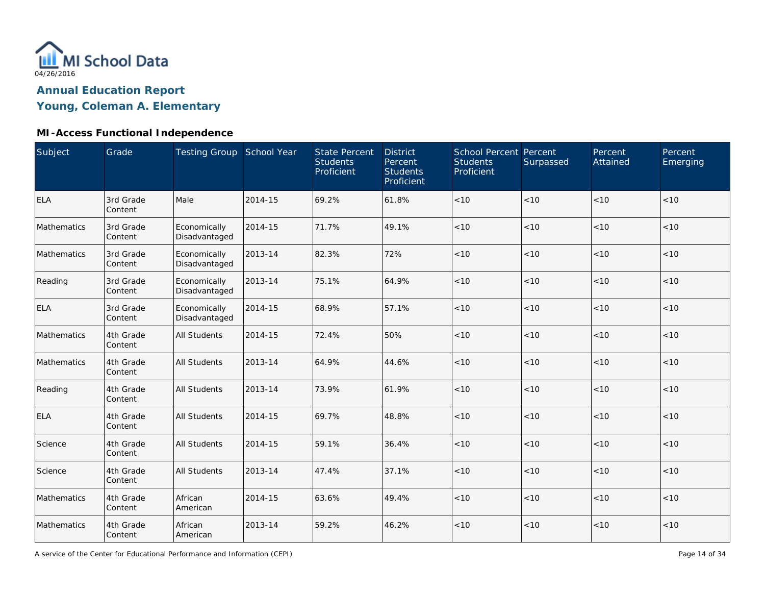MI School Data
04/26/2016

## Annual Education Report
## Young, Coleman A. Elementary

### MI-Access Functional Independence

| Subject | Grade | Testing Group | School Year | State Percent Students Proficient | District Percent Students Proficient | School Percent Students Proficient | Percent Surpassed | Percent Attained | Percent Emerging |
|---|---|---|---|---|---|---|---|---|---|
| ELA | 3rd Grade Content | Male | 2014-15 | 69.2% | 61.8% | <10 | <10 | <10 | <10 |
| Mathematics | 3rd Grade Content | Economically Disadvantaged | 2014-15 | 71.7% | 49.1% | <10 | <10 | <10 | <10 |
| Mathematics | 3rd Grade Content | Economically Disadvantaged | 2013-14 | 82.3% | 72% | <10 | <10 | <10 | <10 |
| Reading | 3rd Grade Content | Economically Disadvantaged | 2013-14 | 75.1% | 64.9% | <10 | <10 | <10 | <10 |
| ELA | 3rd Grade Content | Economically Disadvantaged | 2014-15 | 68.9% | 57.1% | <10 | <10 | <10 | <10 |
| Mathematics | 4th Grade Content | All Students | 2014-15 | 72.4% | 50% | <10 | <10 | <10 | <10 |
| Mathematics | 4th Grade Content | All Students | 2013-14 | 64.9% | 44.6% | <10 | <10 | <10 | <10 |
| Reading | 4th Grade Content | All Students | 2013-14 | 73.9% | 61.9% | <10 | <10 | <10 | <10 |
| ELA | 4th Grade Content | All Students | 2014-15 | 69.7% | 48.8% | <10 | <10 | <10 | <10 |
| Science | 4th Grade Content | All Students | 2014-15 | 59.1% | 36.4% | <10 | <10 | <10 | <10 |
| Science | 4th Grade Content | All Students | 2013-14 | 47.4% | 37.1% | <10 | <10 | <10 | <10 |
| Mathematics | 4th Grade Content | African American | 2014-15 | 63.6% | 49.4% | <10 | <10 | <10 | <10 |
| Mathematics | 4th Grade Content | African American | 2013-14 | 59.2% | 46.2% | <10 | <10 | <10 | <10 |

A service of the Center for Educational Performance and Information (CEPI)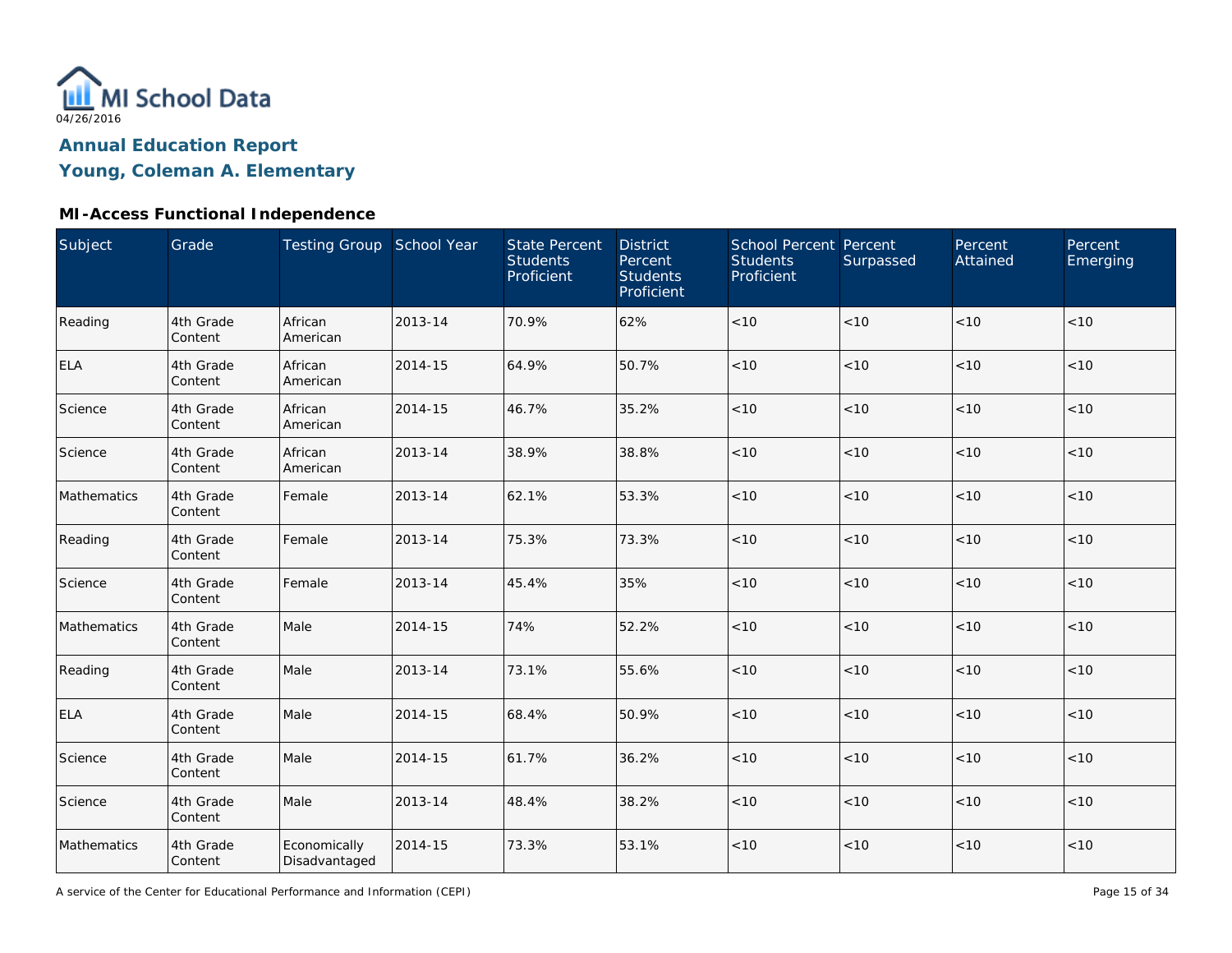MI School Data

04/26/2016

## Annual Education Report

## Young, Coleman A. Elementary

### MI-Access Functional Independence

| Subject | Grade | Testing Group | School Year | State Percent Students Proficient | District Percent Students Proficient | School Percent Students Proficient | Percent Surpassed | Percent Attained | Percent Emerging |
|---|---|---|---|---|---|---|---|---|---|
| Reading | 4th Grade Content | African American | 2013-14 | 70.9% | 62% | <10 | <10 | <10 | <10 |
| ELA | 4th Grade Content | African American | 2014-15 | 64.9% | 50.7% | <10 | <10 | <10 | <10 |
| Science | 4th Grade Content | African American | 2014-15 | 46.7% | 35.2% | <10 | <10 | <10 | <10 |
| Science | 4th Grade Content | African American | 2013-14 | 38.9% | 38.8% | <10 | <10 | <10 | <10 |
| Mathematics | 4th Grade Content | Female | 2013-14 | 62.1% | 53.3% | <10 | <10 | <10 | <10 |
| Reading | 4th Grade Content | Female | 2013-14 | 75.3% | 73.3% | <10 | <10 | <10 | <10 |
| Science | 4th Grade Content | Female | 2013-14 | 45.4% | 35% | <10 | <10 | <10 | <10 |
| Mathematics | 4th Grade Content | Male | 2014-15 | 74% | 52.2% | <10 | <10 | <10 | <10 |
| Reading | 4th Grade Content | Male | 2013-14 | 73.1% | 55.6% | <10 | <10 | <10 | <10 |
| ELA | 4th Grade Content | Male | 2014-15 | 68.4% | 50.9% | <10 | <10 | <10 | <10 |
| Science | 4th Grade Content | Male | 2014-15 | 61.7% | 36.2% | <10 | <10 | <10 | <10 |
| Science | 4th Grade Content | Male | 2013-14 | 48.4% | 38.2% | <10 | <10 | <10 | <10 |
| Mathematics | 4th Grade Content | Economically Disadvantaged | 2014-15 | 73.3% | 53.1% | <10 | <10 | <10 | <10 |

A service of the Center for Educational Performance and Information (CEPI)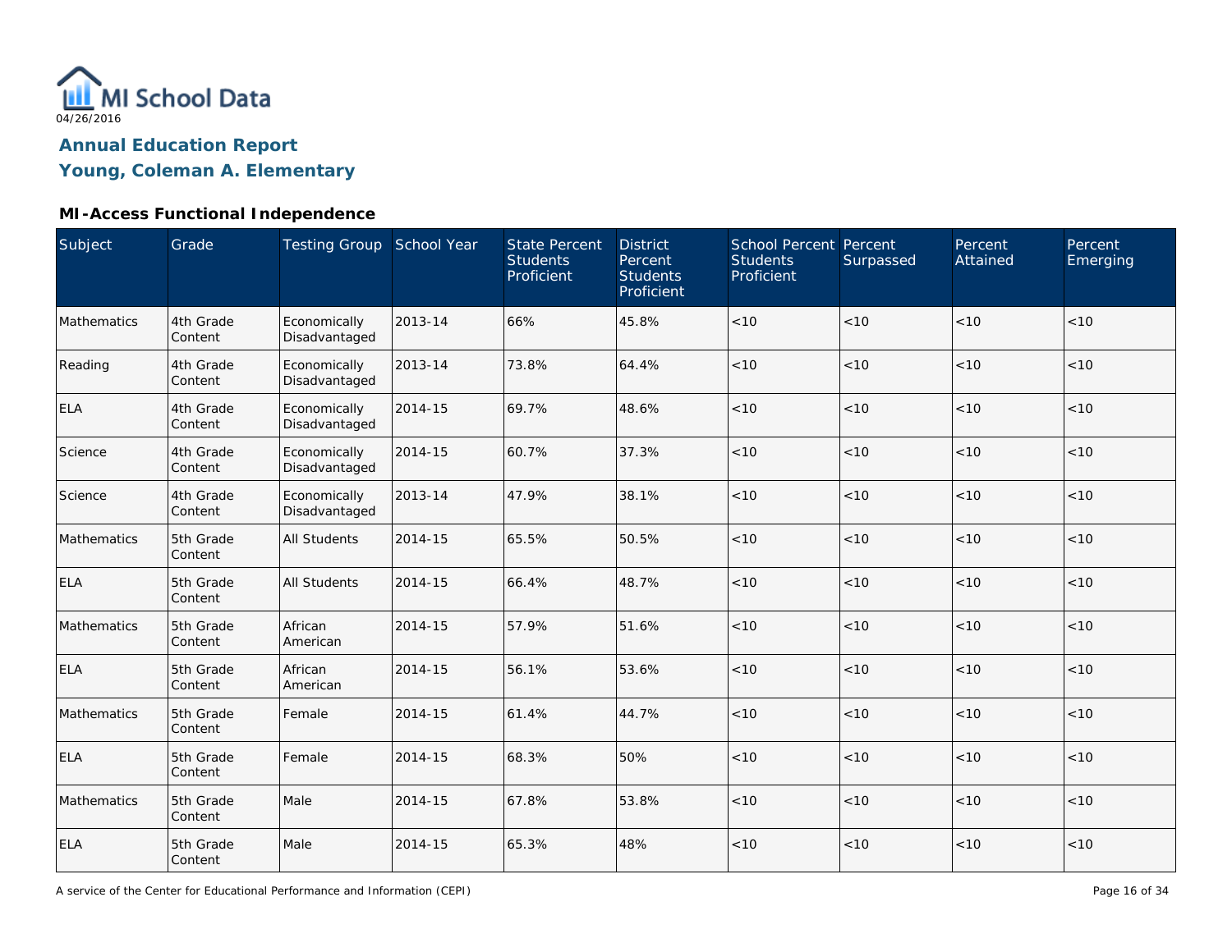MI School Data

04/26/2016

## Annual Education Report

## Young, Coleman A. Elementary

### MI-Access Functional Independence

| Subject | Grade | Testing Group | School Year | State Percent Students Proficient | District Percent Students Proficient | School Percent Students Proficient | Percent Surpassed | Percent Attained | Percent Emerging |
|---|---|---|---|---|---|---|---|---|---|
| Mathematics | 4th Grade Content | Economically Disadvantaged | 2013-14 | 66% | 45.8% | <10 | <10 | <10 | <10 |
| Reading | 4th Grade Content | Economically Disadvantaged | 2013-14 | 73.8% | 64.4% | <10 | <10 | <10 | <10 |
| ELA | 4th Grade Content | Economically Disadvantaged | 2014-15 | 69.7% | 48.6% | <10 | <10 | <10 | <10 |
| Science | 4th Grade Content | Economically Disadvantaged | 2014-15 | 60.7% | 37.3% | <10 | <10 | <10 | <10 |
| Science | 4th Grade Content | Economically Disadvantaged | 2013-14 | 47.9% | 38.1% | <10 | <10 | <10 | <10 |
| Mathematics | 5th Grade Content | All Students | 2014-15 | 65.5% | 50.5% | <10 | <10 | <10 | <10 |
| ELA | 5th Grade Content | All Students | 2014-15 | 66.4% | 48.7% | <10 | <10 | <10 | <10 |
| Mathematics | 5th Grade Content | African American | 2014-15 | 57.9% | 51.6% | <10 | <10 | <10 | <10 |
| ELA | 5th Grade Content | African American | 2014-15 | 56.1% | 53.6% | <10 | <10 | <10 | <10 |
| Mathematics | 5th Grade Content | Female | 2014-15 | 61.4% | 44.7% | <10 | <10 | <10 | <10 |
| ELA | 5th Grade Content | Female | 2014-15 | 68.3% | 50% | <10 | <10 | <10 | <10 |
| Mathematics | 5th Grade Content | Male | 2014-15 | 67.8% | 53.8% | <10 | <10 | <10 | <10 |
| ELA | 5th Grade Content | Male | 2014-15 | 65.3% | 48% | <10 | <10 | <10 | <10 |

A service of the Center for Educational Performance and Information (CEPI)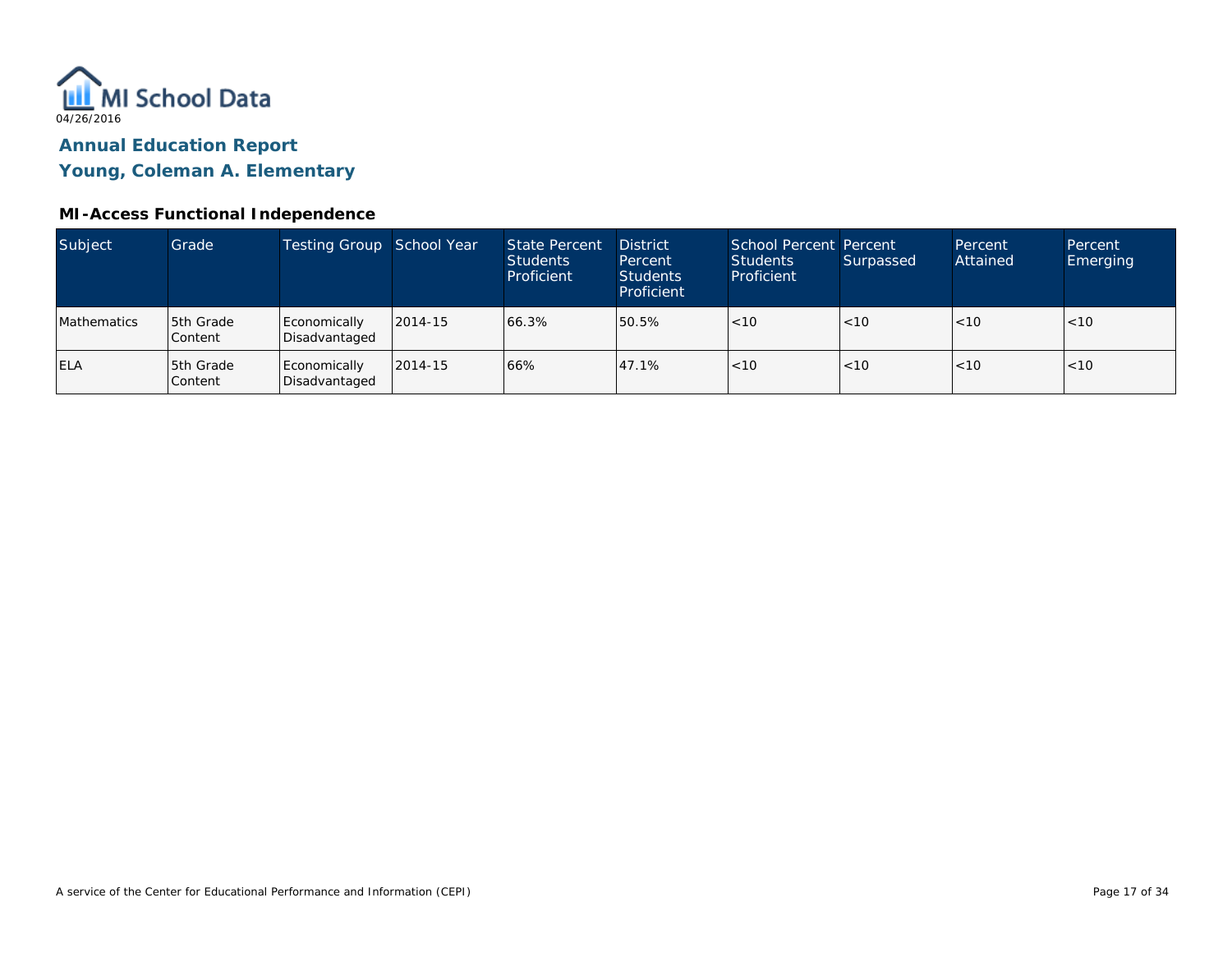MI School Data
04/26/2016

# Annual Education Report

## Young, Coleman A. Elementary

### MI-Access Functional Independence

| Subject | Grade | Testing Group | School Year | State Percent Students Proficient | District Percent Students Proficient | School Percent Students Proficient | Percent Surpassed | Percent Attained | Percent Emerging |
|---|---|---|---|---|---|---|---|---|---|
| Mathematics | 5th Grade Content | Economically Disadvantaged | 2014-15 | 66.3% | 50.5% | <10 | <10 | <10 | <10 |
| ELA | 5th Grade Content | Economically Disadvantaged | 2014-15 | 66% | 47.1% | <10 | <10 | <10 | <10 |

A service of the Center for Educational Performance and Information (CEPI)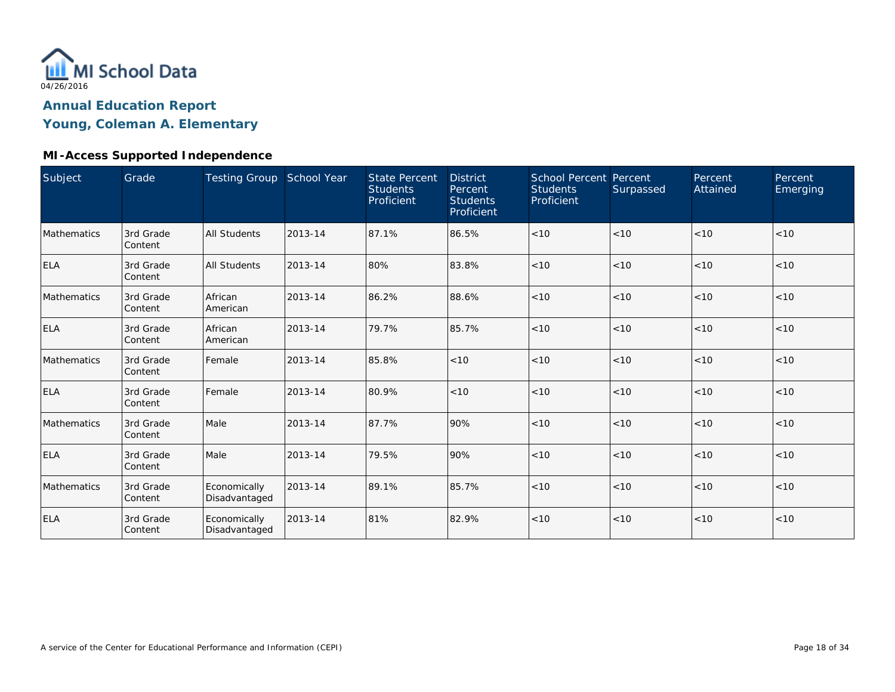MI School Data

04/26/2016

## Annual Education Report

## Young, Coleman A. Elementary

### MI-Access Supported Independence

| Subject | Grade | Testing Group | School Year | State Percent Students Proficient | District Percent Students Proficient | School Percent Students Proficient | Percent Surpassed | Percent Attained | Percent Emerging |
|---|---|---|---|---|---|---|---|---|---|
| Mathematics | 3rd Grade Content | All Students | 2013-14 | 87.1% | 86.5% | <10 | <10 | <10 | <10 |
| ELA | 3rd Grade Content | All Students | 2013-14 | 80% | 83.8% | <10 | <10 | <10 | <10 |
| Mathematics | 3rd Grade Content | African American | 2013-14 | 86.2% | 88.6% | <10 | <10 | <10 | <10 |
| ELA | 3rd Grade Content | African American | 2013-14 | 79.7% | 85.7% | <10 | <10 | <10 | <10 |
| Mathematics | 3rd Grade Content | Female | 2013-14 | 85.8% | <10 | <10 | <10 | <10 | <10 |
| ELA | 3rd Grade Content | Female | 2013-14 | 80.9% | <10 | <10 | <10 | <10 | <10 |
| Mathematics | 3rd Grade Content | Male | 2013-14 | 87.7% | 90% | <10 | <10 | <10 | <10 |
| ELA | 3rd Grade Content | Male | 2013-14 | 79.5% | 90% | <10 | <10 | <10 | <10 |
| Mathematics | 3rd Grade Content | Economically Disadvantaged | 2013-14 | 89.1% | 85.7% | <10 | <10 | <10 | <10 |
| ELA | 3rd Grade Content | Economically Disadvantaged | 2013-14 | 81% | 82.9% | <10 | <10 | <10 | <10 |

A service of the Center for Educational Performance and Information (CEPI)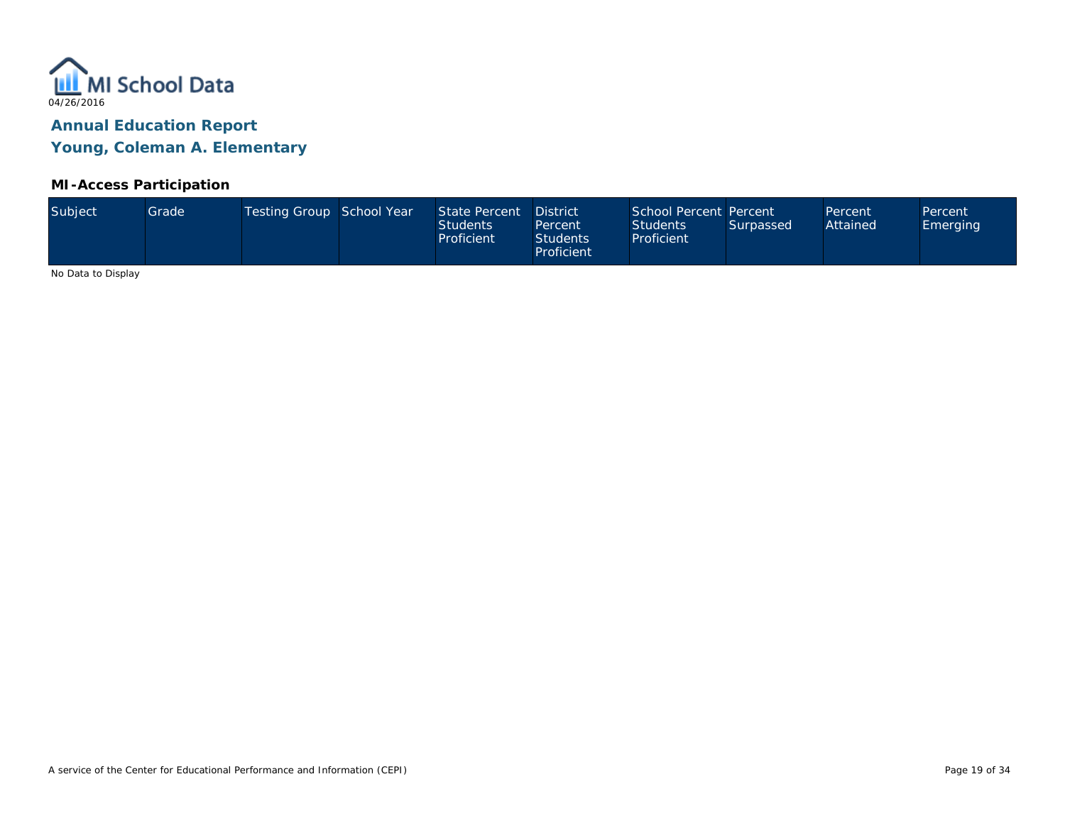# Annual Education Report

## Young, Coleman A. Elementary

### MI-Access Participation

| Subject | Grade | Testing Group | School Year | State Percent Students Proficient | District Percent Students Proficient | School Percent Students Proficient | Percent Surpassed | Percent Attained | Percent Emerging |
|---|---|---|---|---|---|---|---|---|---|

No Data to Display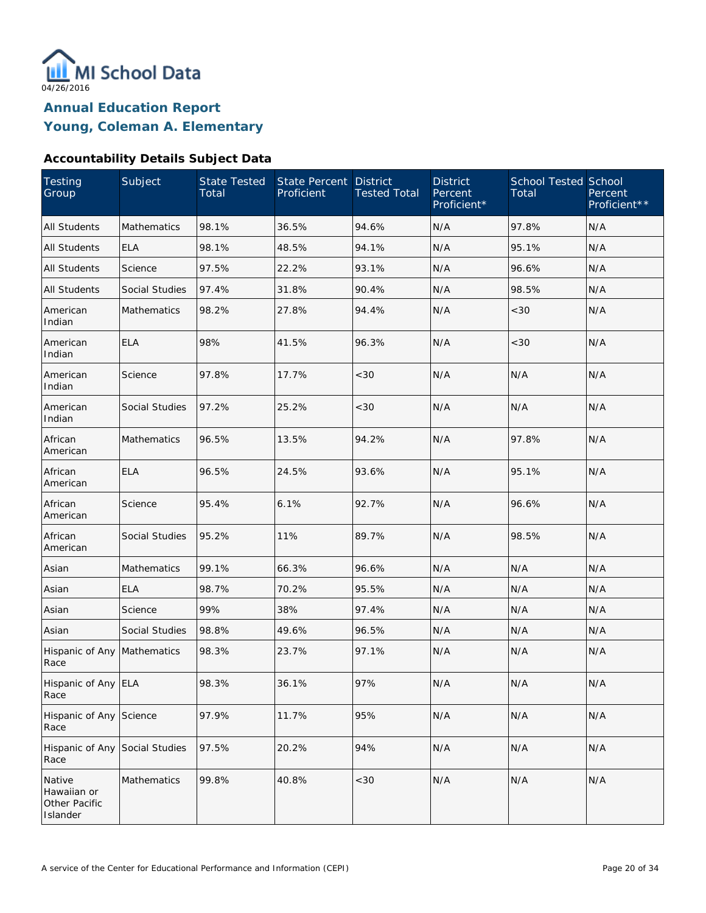MI School Data

04/26/2016

## Annual Education Report
## Young, Coleman A. Elementary

### Accountability Details Subject Data

| Testing Group | Subject | State Tested Total | State Percent Proficient | District Tested Total | District Percent Proficient* | School Tested Total | School Percent Proficient** |
|---|---|---|---|---|---|---|---|
| All Students | Mathematics | 98.1% | 36.5% | 94.6% | N/A | 97.8% | N/A |
| All Students | ELA | 98.1% | 48.5% | 94.1% | N/A | 95.1% | N/A |
| All Students | Science | 97.5% | 22.2% | 93.1% | N/A | 96.6% | N/A |
| All Students | Social Studies | 97.4% | 31.8% | 90.4% | N/A | 98.5% | N/A |
| American Indian | Mathematics | 98.2% | 27.8% | 94.4% | N/A | <30 | N/A |
| American Indian | ELA | 98% | 41.5% | 96.3% | N/A | <30 | N/A |
| American Indian | Science | 97.8% | 17.7% | <30 | N/A | N/A | N/A |
| American Indian | Social Studies | 97.2% | 25.2% | <30 | N/A | N/A | N/A |
| African American | Mathematics | 96.5% | 13.5% | 94.2% | N/A | 97.8% | N/A |
| African American | ELA | 96.5% | 24.5% | 93.6% | N/A | 95.1% | N/A |
| African American | Science | 95.4% | 6.1% | 92.7% | N/A | 96.6% | N/A |
| African American | Social Studies | 95.2% | 11% | 89.7% | N/A | 98.5% | N/A |
| Asian | Mathematics | 99.1% | 66.3% | 96.6% | N/A | N/A | N/A |
| Asian | ELA | 98.7% | 70.2% | 95.5% | N/A | N/A | N/A |
| Asian | Science | 99% | 38% | 97.4% | N/A | N/A | N/A |
| Asian | Social Studies | 98.8% | 49.6% | 96.5% | N/A | N/A | N/A |
| Hispanic of Any Race | Mathematics | 98.3% | 23.7% | 97.1% | N/A | N/A | N/A |
| Hispanic of Any Race | ELA | 98.3% | 36.1% | 97% | N/A | N/A | N/A |
| Hispanic of Any Race | Science | 97.9% | 11.7% | 95% | N/A | N/A | N/A |
| Hispanic of Any Race | Social Studies | 97.5% | 20.2% | 94% | N/A | N/A | N/A |
| Native Hawaiian or Other Pacific Islander | Mathematics | 99.8% | 40.8% | <30 | N/A | N/A | N/A |

A service of the Center for Educational Performance and Information (CEPI)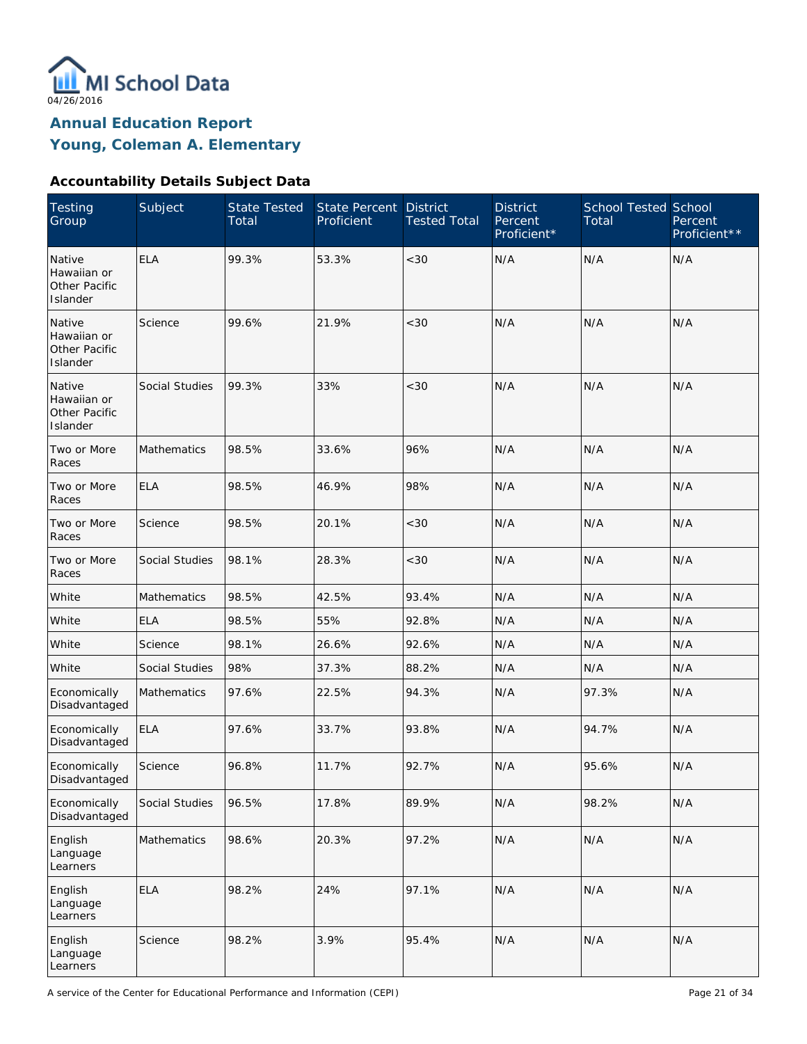MI School Data
04/26/2016

# Annual Education Report
# Young, Coleman A. Elementary

### Accountability Details Subject Data

| Testing Group | Subject | State Tested Total | State Percent Proficient | District Tested Total | District Percent Proficient* | School Tested Total | School Percent Proficient** |
|---|---|---|---|---|---|---|---|
| Native Hawaiian or Other Pacific Islander | ELA | 99.3% | 53.3% | <30 | N/A | N/A | N/A |
| Native Hawaiian or Other Pacific Islander | Science | 99.6% | 21.9% | <30 | N/A | N/A | N/A |
| Native Hawaiian or Other Pacific Islander | Social Studies | 99.3% | 33% | <30 | N/A | N/A | N/A |
| Two or More Races | Mathematics | 98.5% | 33.6% | 96% | N/A | N/A | N/A |
| Two or More Races | ELA | 98.5% | 46.9% | 98% | N/A | N/A | N/A |
| Two or More Races | Science | 98.5% | 20.1% | <30 | N/A | N/A | N/A |
| Two or More Races | Social Studies | 98.1% | 28.3% | <30 | N/A | N/A | N/A |
| White | Mathematics | 98.5% | 42.5% | 93.4% | N/A | N/A | N/A |
| White | ELA | 98.5% | 55% | 92.8% | N/A | N/A | N/A |
| White | Science | 98.1% | 26.6% | 92.6% | N/A | N/A | N/A |
| White | Social Studies | 98% | 37.3% | 88.2% | N/A | N/A | N/A |
| Economically Disadvantaged | Mathematics | 97.6% | 22.5% | 94.3% | N/A | 97.3% | N/A |
| Economically Disadvantaged | ELA | 97.6% | 33.7% | 93.8% | N/A | 94.7% | N/A |
| Economically Disadvantaged | Science | 96.8% | 11.7% | 92.7% | N/A | 95.6% | N/A |
| Economically Disadvantaged | Social Studies | 96.5% | 17.8% | 89.9% | N/A | 98.2% | N/A |
| English Language Learners | Mathematics | 98.6% | 20.3% | 97.2% | N/A | N/A | N/A |
| English Language Learners | ELA | 98.2% | 24% | 97.1% | N/A | N/A | N/A |
| English Language Learners | Science | 98.2% | 3.9% | 95.4% | N/A | N/A | N/A |

A service of the Center for Educational Performance and Information (CEPI)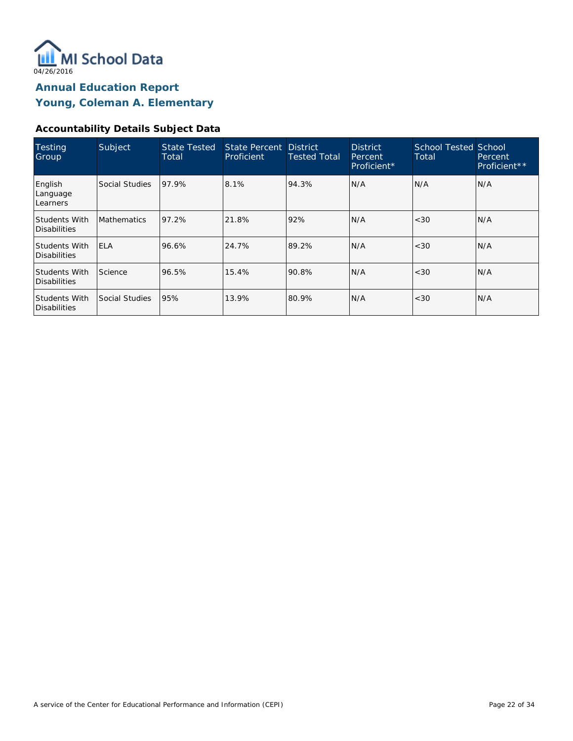MI School Data
04/26/2016

## Annual Education Report
## Young, Coleman A. Elementary

### Accountability Details Subject Data

| Testing Group | Subject | State Tested Total | State Percent Proficient | District Tested Total | District Percent Proficient* | School Tested Total | School Percent Proficient** |
|---|---|---|---|---|---|---|---|
| English Language Learners | Social Studies | 97.9% | 8.1% | 94.3% | N/A | N/A | N/A |
| Students With Disabilities | Mathematics | 97.2% | 21.8% | 92% | N/A | <30 | N/A |
| Students With Disabilities | ELA | 96.6% | 24.7% | 89.2% | N/A | <30 | N/A |
| Students With Disabilities | Science | 96.5% | 15.4% | 90.8% | N/A | <30 | N/A |
| Students With Disabilities | Social Studies | 95% | 13.9% | 80.9% | N/A | <30 | N/A |

A service of the Center for Educational Performance and Information (CEPI)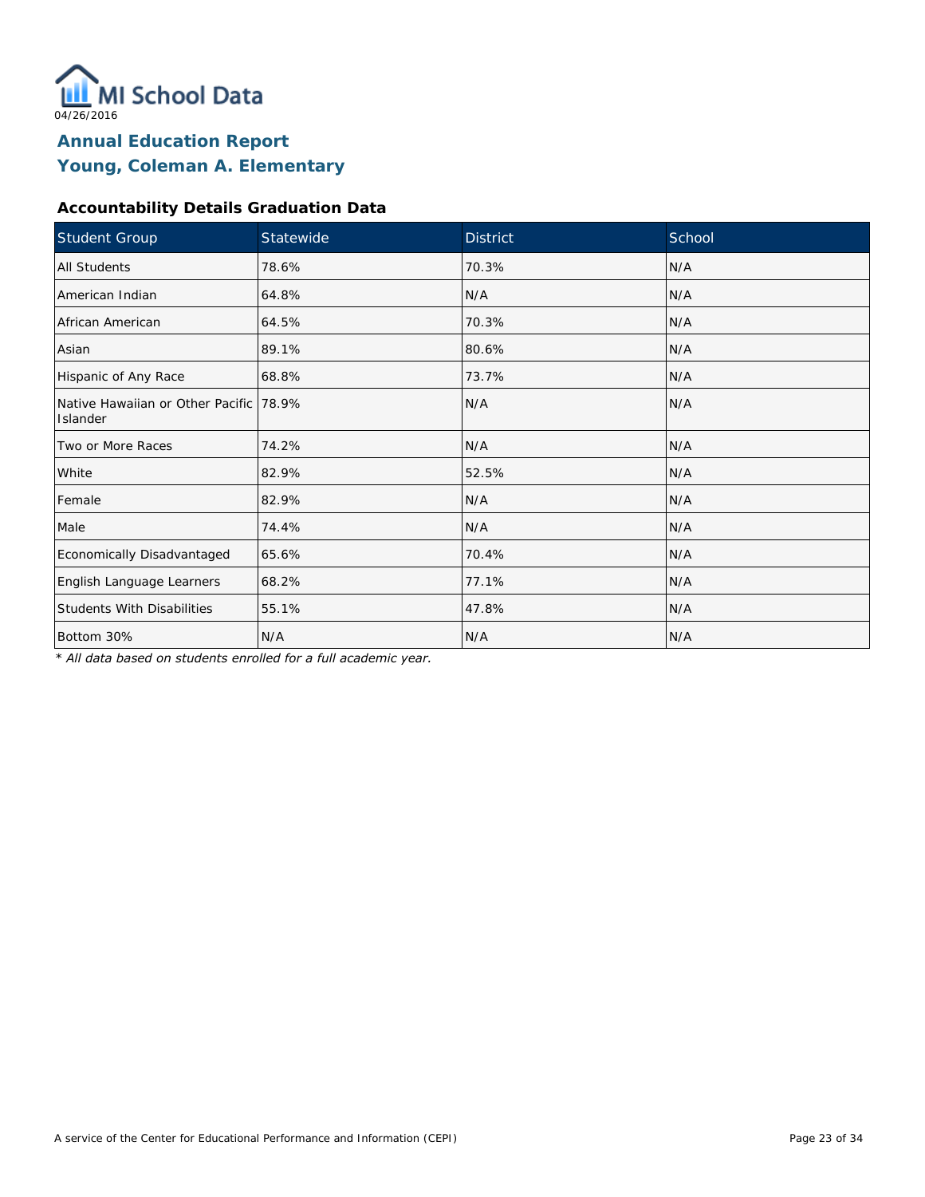MI School Data

04/26/2016

## Annual Education Report
## Young, Coleman A. Elementary

### Accountability Details Graduation Data

| Student Group | Statewide | District | School |
|---|---|---|---|
| All Students | 78.6% | 70.3% | N/A |
| American Indian | 64.8% | N/A | N/A |
| African American | 64.5% | 70.3% | N/A |
| Asian | 89.1% | 80.6% | N/A |
| Hispanic of Any Race | 68.8% | 73.7% | N/A |
| Native Hawaiian or Other Pacific Islander | 78.9% | N/A | N/A |
| Two or More Races | 74.2% | N/A | N/A |
| White | 82.9% | 52.5% | N/A |
| Female | 82.9% | N/A | N/A |
| Male | 74.4% | N/A | N/A |
| Economically Disadvantaged | 65.6% | 70.4% | N/A |
| English Language Learners | 68.2% | 77.1% | N/A |
| Students With Disabilities | 55.1% | 47.8% | N/A |
| Bottom 30% | N/A | N/A | N/A |

*\* All data based on students enrolled for a full academic year.*

A service of the Center for Educational Performance and Information (CEPI)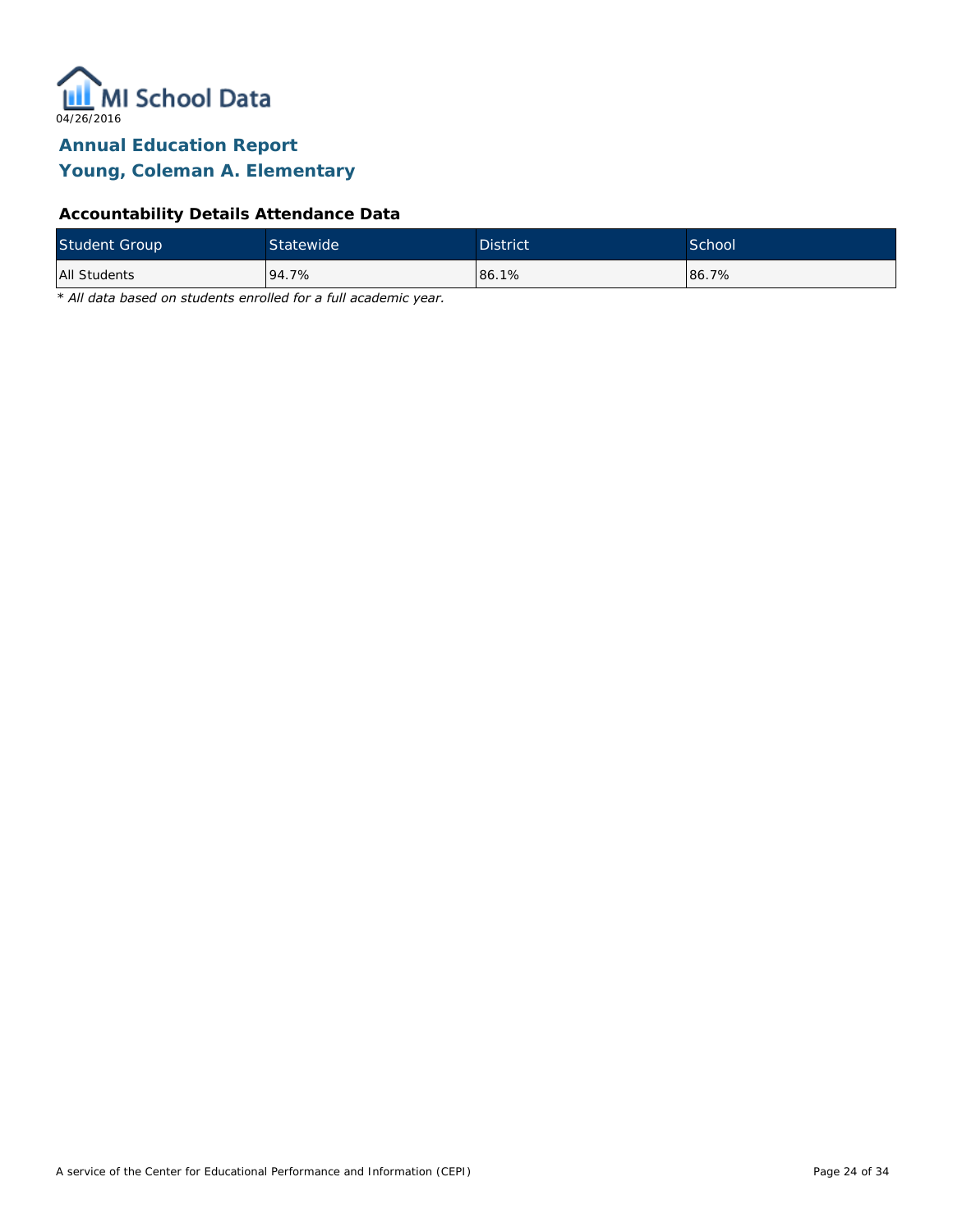04/26/2016

# Annual Education Report
## Young, Coleman A. Elementary

### Accountability Details Attendance Data

| Student Group | Statewide | District | School |
|---|---|---|---|
| All Students | 94.7% | 86.1% | 86.7% |

*\* All data based on students enrolled for a full academic year.*

A service of the Center for Educational Performance and Information (CEPI)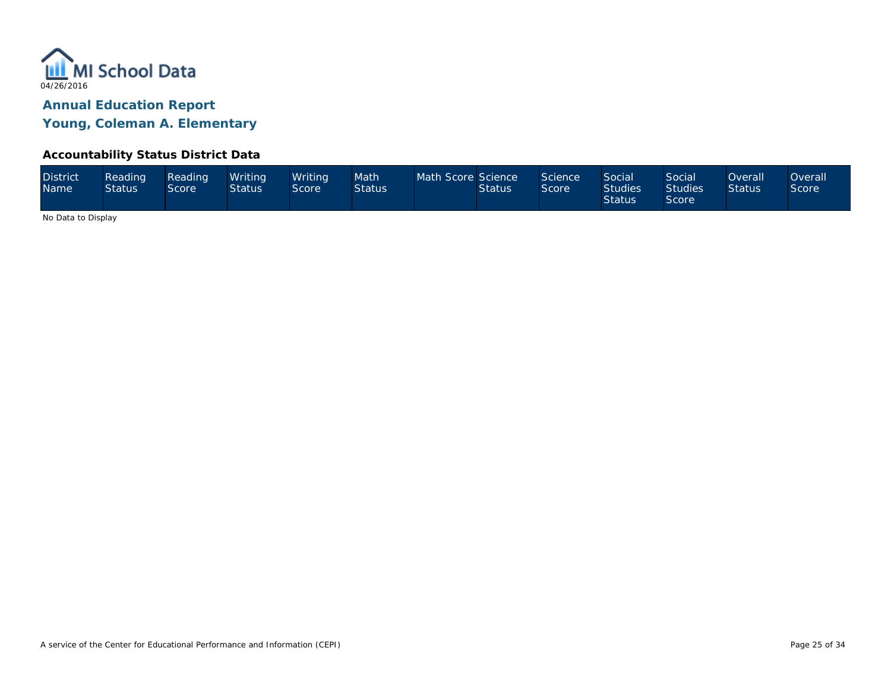04/26/2016

## Annual Education Report

## Young, Coleman A. Elementary

### Accountability Status District Data

| District Name | Reading Status | Reading Score | Writing Status | Writing Score | Math Status | Math Score | Science Status | Science Score | Social Studies Status | Social Studies Score | Overall Status | Overall Score |
|---|---|---|---|---|---|---|---|---|---|---|---|---|

No Data to Display

A service of the Center for Educational Performance and Information (CEPI)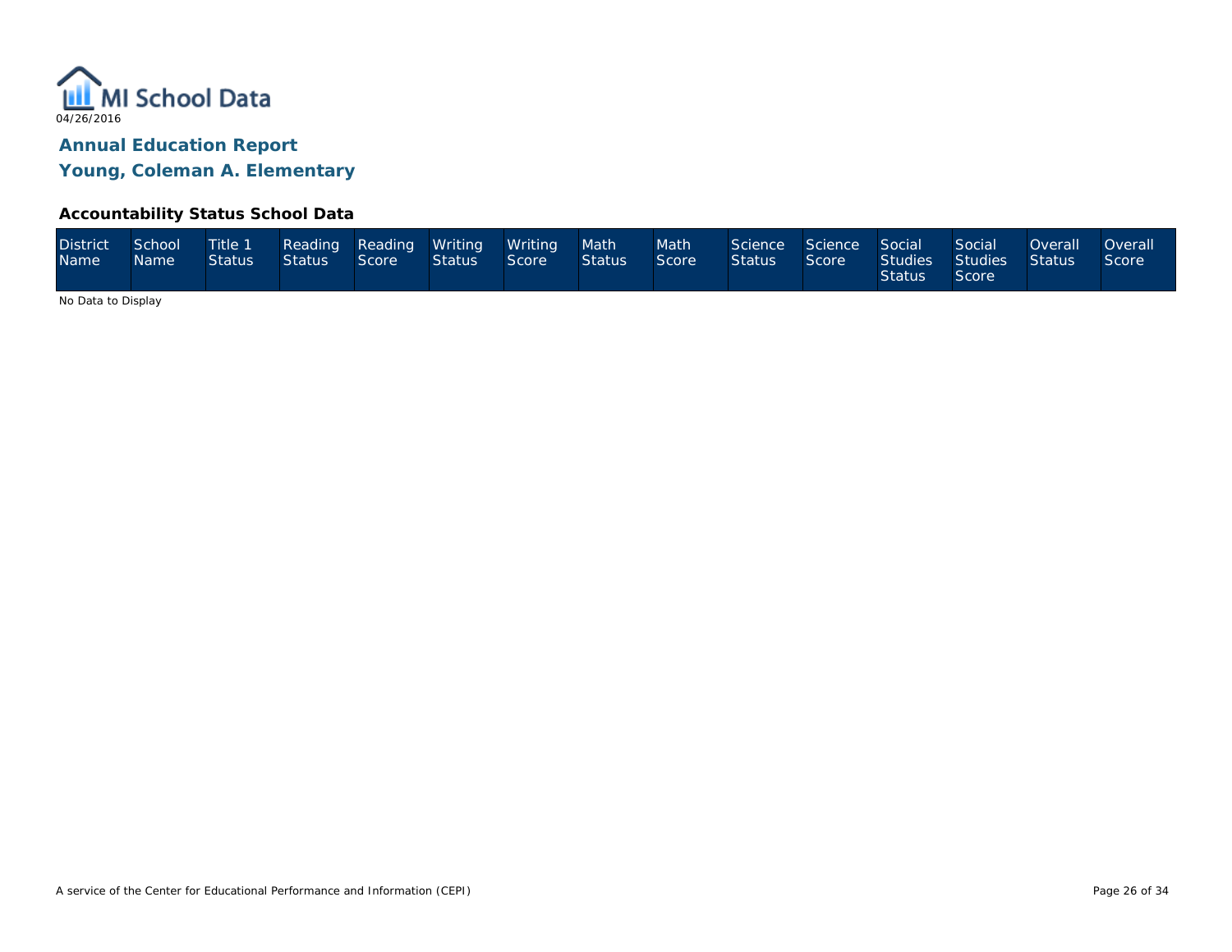MI School Data

04/26/2016

## Annual Education Report

## Young, Coleman A. Elementary

### Accountability Status School Data

| District Name | School Name | Title 1 Status | Reading Status | Reading Score | Writing Status | Writing Score | Math Status | Math Score | Science Status | Science Score | Social Studies Status | Social Studies Score | Overall Status | Overall Score |
|---|---|---|---|---|---|---|---|---|---|---|---|---|---|---|

No Data to Display

A service of the Center for Educational Performance and Information (CEPI)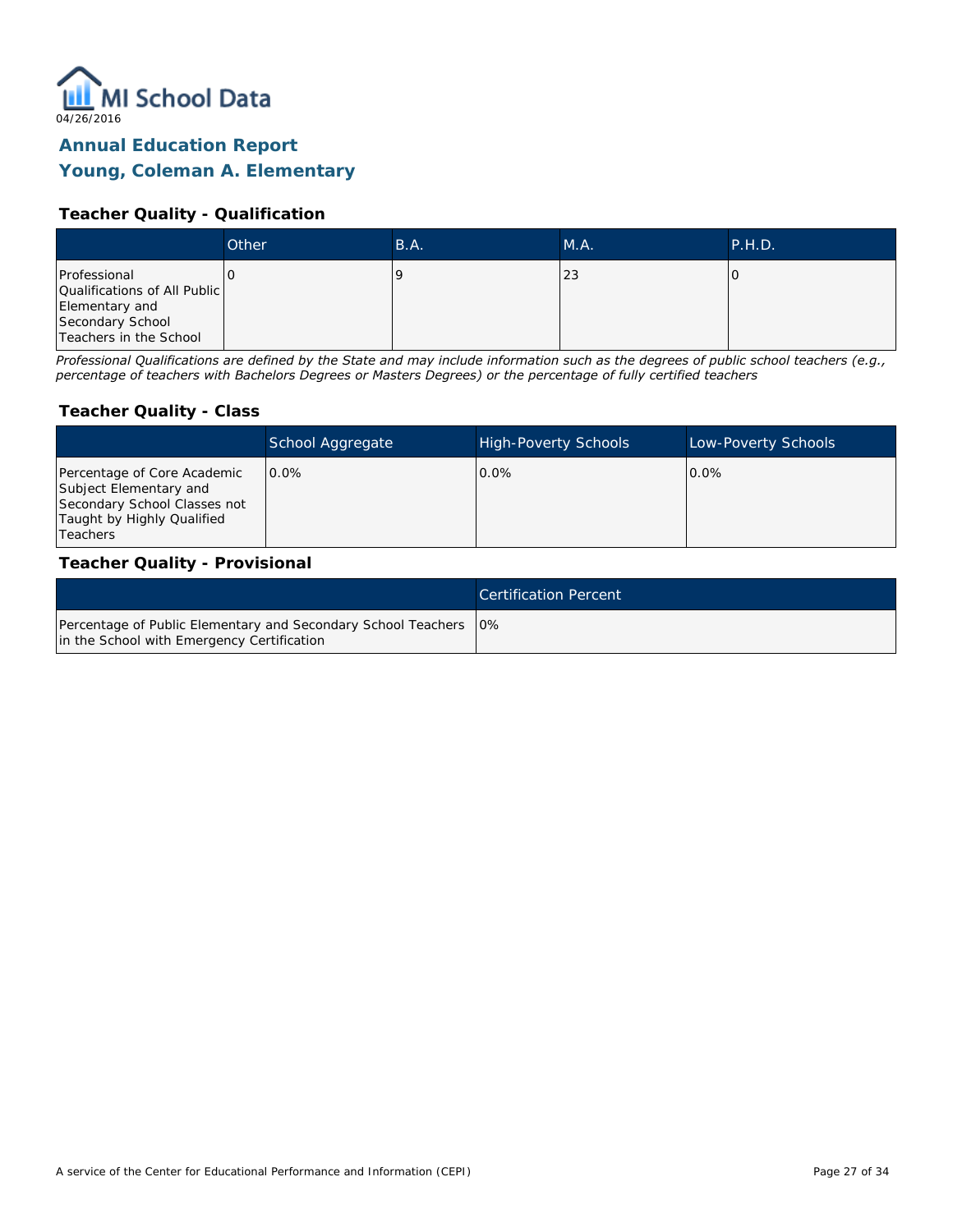MI School Data

04/26/2016

## Annual Education Report
## Young, Coleman A. Elementary

### Teacher Quality - Qualification

| | Other | B.A. | M.A. | P.H.D. |
|---|---|---|---|---|
| Professional Qualifications of All Public Elementary and Secondary School Teachers in the School | 0 | 9 | 23 | 0 |

*Professional Qualifications are defined by the State and may include information such as the degrees of public school teachers (e.g., percentage of teachers with Bachelors Degrees or Masters Degrees) or the percentage of fully certified teachers*

### Teacher Quality - Class

| | School Aggregate | High-Poverty Schools | Low-Poverty Schools |
|---|---|---|---|
| Percentage of Core Academic Subject Elementary and Secondary School Classes not Taught by Highly Qualified Teachers | 0.0% | 0.0% | 0.0% |

### Teacher Quality - Provisional

| | Certification Percent |
|---|---|
| Percentage of Public Elementary and Secondary School Teachers in the School with Emergency Certification | 0% |

A service of the Center for Educational Performance and Information (CEPI)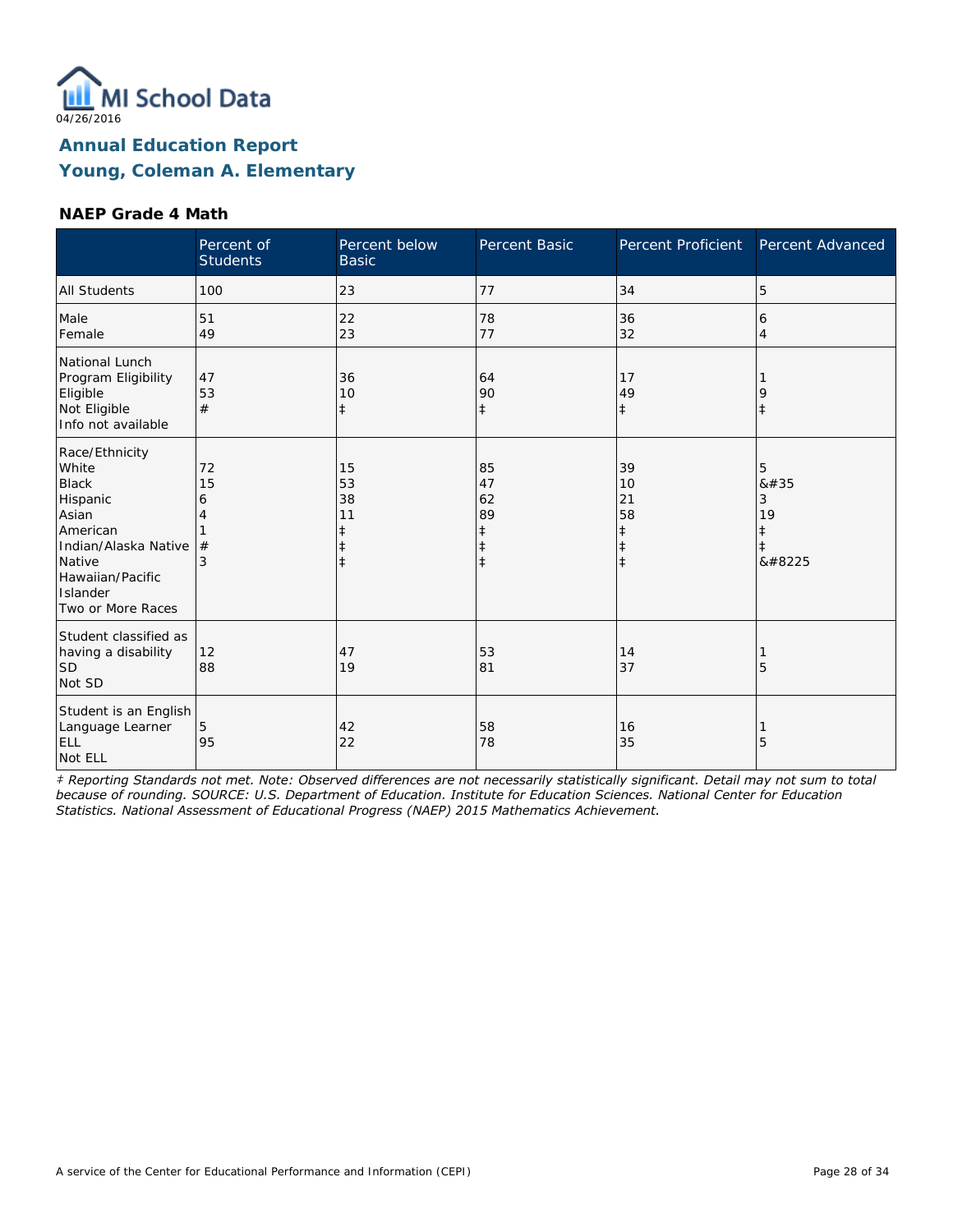MI School Data

04/26/2016

## Annual Education Report
## Young, Coleman A. Elementary

### NAEP Grade 4 Math

| | Percent of Students | Percent below Basic | Percent Basic | Percent Proficient | Percent Advanced |
|---|---|---|---|---|---|
| All Students | 100 | 23 | 77 | 34 | 5 |
| Male<br>Female | 51<br>49 | 22<br>23 | 78<br>77 | 36<br>32 | 6<br>4 |
| National Lunch Program Eligibility<br>Eligible<br>Not Eligible<br>Info not available | 47<br>53<br># | 36<br>10<br>‡ | 64<br>90<br>‡ | 17<br>49<br>‡ | 1<br>9<br>‡ |
| Race/Ethnicity<br>White<br>Black<br>Hispanic<br>Asian<br>American Indian/Alaska Native<br>Native Hawaiian/Pacific Islander<br>Two or More Races | 72<br>15<br>6<br>4<br>1<br>#<br>3 | 15<br>53<br>38<br>11<br>‡<br>‡<br>‡ | 85<br>47<br>62<br>89<br>‡<br>‡<br>‡ | 39<br>10<br>21<br>58<br>‡<br>‡<br>‡ | 5<br>&#35<br>3<br>19<br>‡<br>‡<br>&#8225 |
| Student classified as having a disability<br>SD<br>Not SD | 12<br>88 | 47<br>19 | 53<br>81 | 14<br>37 | 1<br>5 |
| Student is an English Language Learner<br>ELL<br>Not ELL | 5<br>95 | 42<br>22 | 58<br>78 | 16<br>35 | 1<br>5 |

*‡ Reporting Standards not met. Note: Observed differences are not necessarily statistically significant. Detail may not sum to total because of rounding. SOURCE: U.S. Department of Education. Institute for Education Sciences. National Center for Education Statistics. National Assessment of Educational Progress (NAEP) 2015 Mathematics Achievement.*

A service of the Center for Educational Performance and Information (CEPI)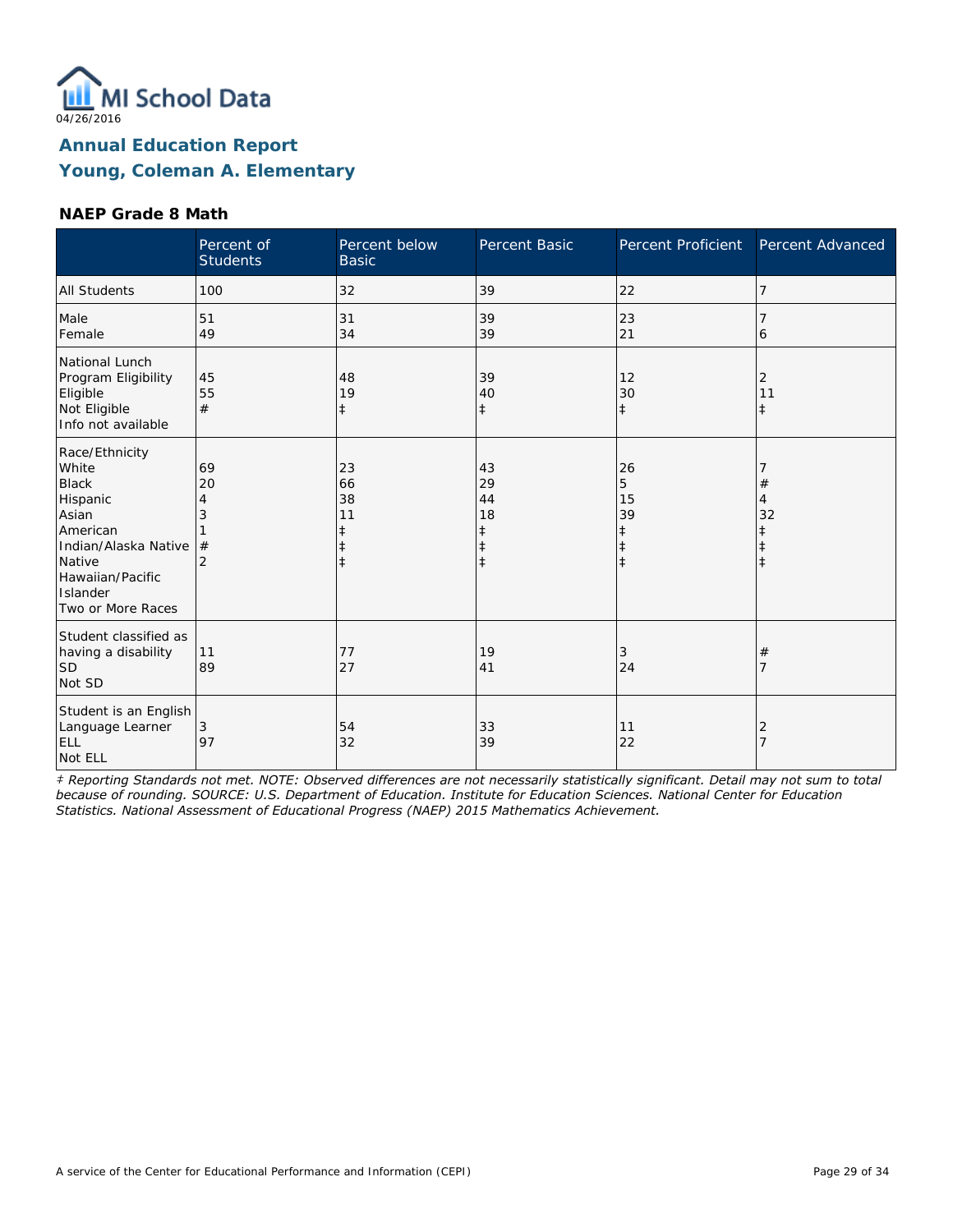MI School Data

04/26/2016

## Annual Education Report
## Young, Coleman A. Elementary

### NAEP Grade 8 Math

| | Percent of Students | Percent below Basic | Percent Basic | Percent Proficient | Percent Advanced |
|---|---|---|---|---|---|
| All Students | 100 | 32 | 39 | 22 | 7 |
| Male | 51 | 31 | 39 | 23 | 7 |
| Female | 49 | 34 | 39 | 21 | 6 |
| National Lunch Program Eligibility | | | | | |
| Eligible | 45 | 48 | 39 | 12 | 2 |
| Not Eligible | 55 | 19 | 40 | 30 | 11 |
| Info not available | # | ‡ | ‡ | ‡ | ‡ |
| Race/Ethnicity | | | | | |
| White | 69 | 23 | 43 | 26 | 7 |
| Black | 20 | 66 | 29 | 5 | # |
| Hispanic | 4 | 38 | 44 | 15 | 4 |
| Asian | 3 | 11 | 18 | 39 | 32 |
| American Indian/Alaska Native | 1 | ‡ | ‡ | ‡ | ‡ |
| Native Hawaiian/Pacific Islander | # | ‡ | ‡ | ‡ | ‡ |
| Two or More Races | 2 | ‡ | ‡ | ‡ | ‡ |
| Student classified as having a disability | | | | | |
| SD | 11 | 77 | 19 | 3 | # |
| Not SD | 89 | 27 | 41 | 24 | 7 |
| Student is an English Language Learner | | | | | |
| ELL | 3 | 54 | 33 | 11 | 2 |
| Not ELL | 97 | 32 | 39 | 22 | 7 |

*‡ Reporting Standards not met. NOTE: Observed differences are not necessarily statistically significant. Detail may not sum to total because of rounding. SOURCE: U.S. Department of Education. Institute for Education Sciences. National Center for Education Statistics. National Assessment of Educational Progress (NAEP) 2015 Mathematics Achievement.*

A service of the Center for Educational Performance and Information (CEPI)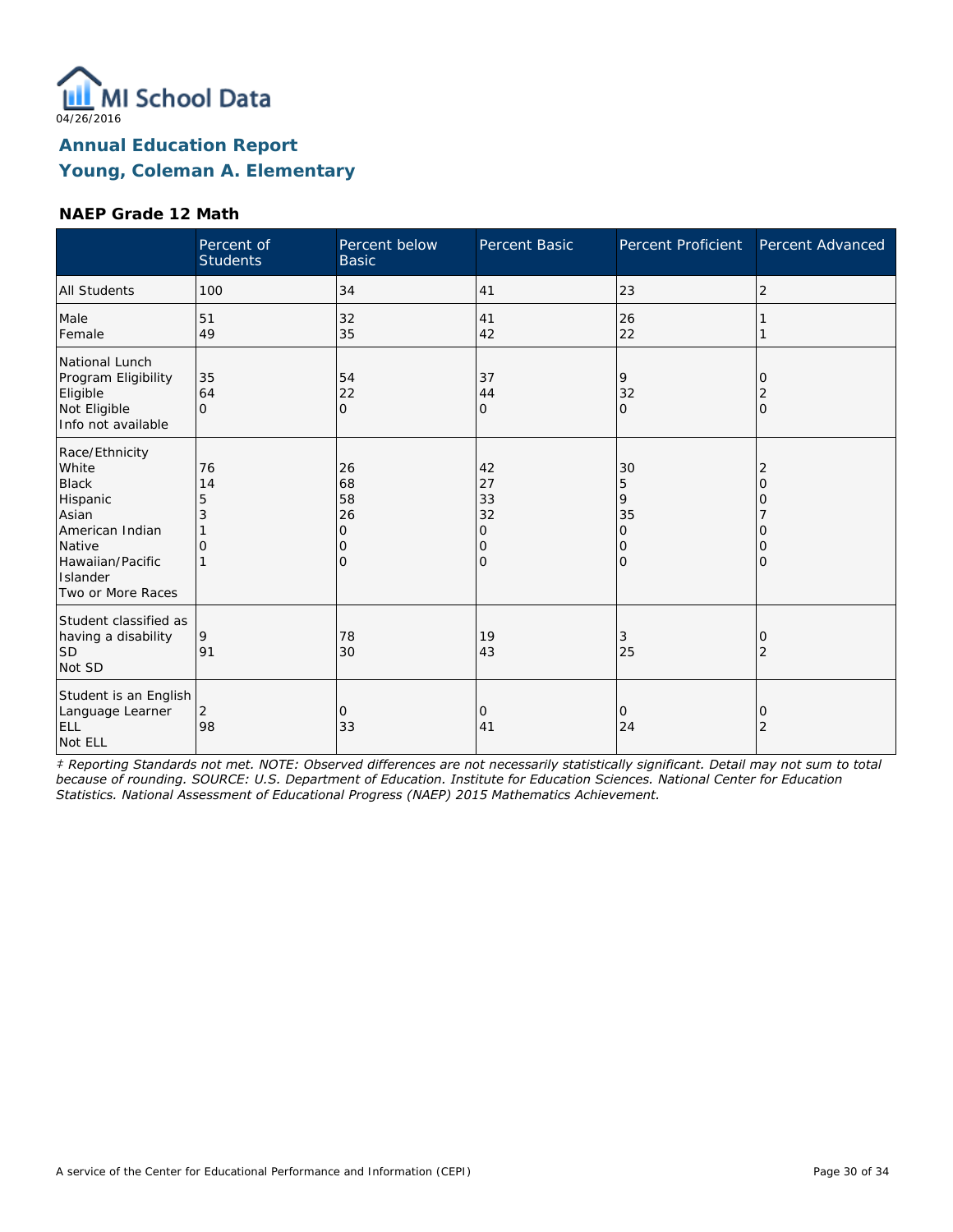04/26/2016

# Annual Education Report
## Young, Coleman A. Elementary

### NAEP Grade 12 Math

| | Percent of Students | Percent below Basic | Percent Basic | Percent Proficient | Percent Advanced |
|---|---|---|---|---|---|
| All Students | 100 | 34 | 41 | 23 | 2 |
| Male | 51 | 32 | 41 | 26 | 1 |
| Female | 49 | 35 | 42 | 22 | 1 |
| National Lunch Program Eligibility | | | | | |
| Eligible | 35 | 54 | 37 | 9 | 0 |
| Not Eligible | 64 | 22 | 44 | 32 | 2 |
| Info not available | 0 | 0 | 0 | 0 | 0 |
| Race/Ethnicity | | | | | |
| White | 76 | 26 | 42 | 30 | 2 |
| Black | 14 | 68 | 27 | 5 | 0 |
| Hispanic | 5 | 58 | 33 | 9 | 0 |
| Asian | 3 | 26 | 32 | 35 | 7 |
| American Indian | 1 | 0 | 0 | 0 | 0 |
| Native Hawaiian/Pacific Islander | 0 | 0 | 0 | 0 | 0 |
| Two or More Races | 1 | 0 | 0 | 0 | 0 |
| Student classified as having a disability | | | | | |
| SD | 9 | 78 | 19 | 3 | 0 |
| Not SD | 91 | 30 | 43 | 25 | 2 |
| Student is an English Language Learner | | | | | |
| ELL | 2 | 0 | 0 | 0 | 0 |
| Not ELL | 98 | 33 | 41 | 24 | 2 |

*‡ Reporting Standards not met. NOTE: Observed differences are not necessarily statistically significant. Detail may not sum to total because of rounding. SOURCE: U.S. Department of Education. Institute for Education Sciences. National Center for Education Statistics. National Assessment of Educational Progress (NAEP) 2015 Mathematics Achievement.*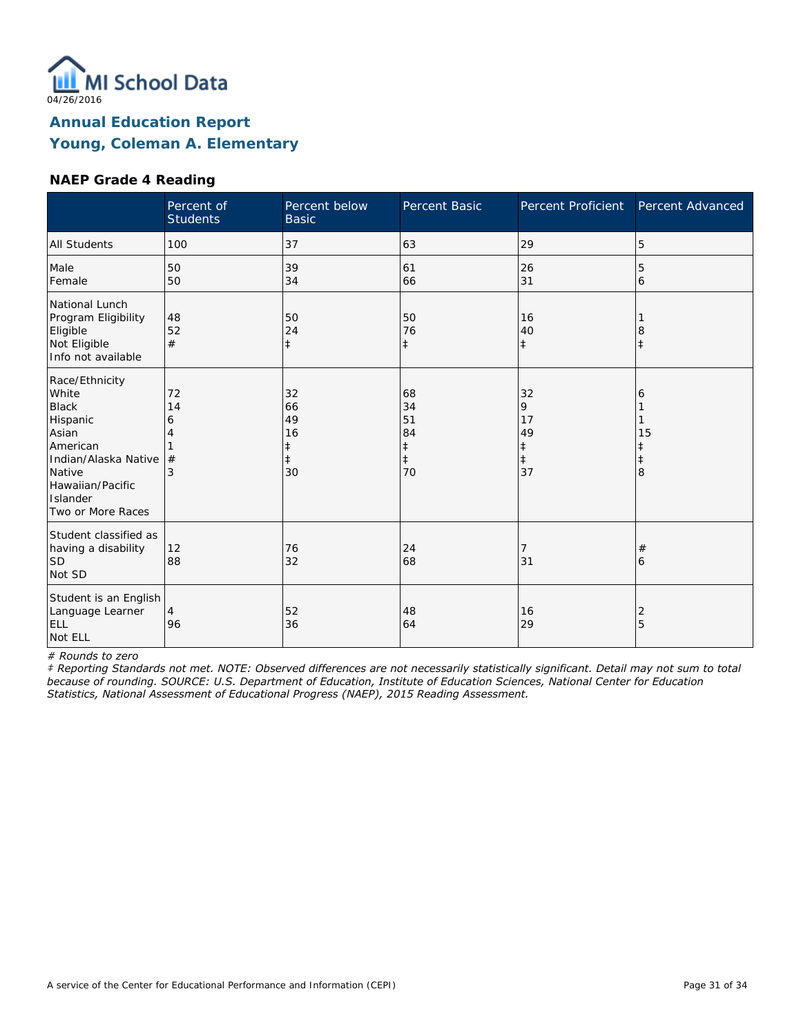MI School Data

04/26/2016

## Annual Education Report
## Young, Coleman A. Elementary

### NAEP Grade 4 Reading

| | Percent of Students | Percent below Basic | Percent Basic | Percent Proficient | Percent Advanced |
|---|---|---|---|---|---|
| All Students | 100 | 37 | 63 | 29 | 5 |
| Male | 50 | 39 | 61 | 26 | 5 |
| Female | 50 | 34 | 66 | 31 | 6 |
| National Lunch Program Eligibility | | | | | |
| Eligible | 48 | 50 | 50 | 16 | 1 |
| Not Eligible | 52 | 24 | 76 | 40 | 8 |
| Info not available | # | ‡ | ‡ | ‡ | ‡ |
| Race/Ethnicity | | | | | |
| White | 72 | 32 | 68 | 32 | 6 |
| Black | 14 | 66 | 34 | 9 | 1 |
| Hispanic | 6 | 49 | 51 | 17 | 1 |
| Asian | 4 | 16 | 84 | 49 | 15 |
| American Indian/Alaska Native | 1 | ‡ | ‡ | ‡ | ‡ |
| Native Hawaiian/Pacific Islander | # | ‡ | ‡ | ‡ | ‡ |
| Two or More Races | 3 | 30 | 70 | 37 | 8 |
| Student classified as having a disability | | | | | |
| SD | 12 | 76 | 24 | 7 | # |
| Not SD | 88 | 32 | 68 | 31 | 6 |
| Student is an English Language Learner | | | | | |
| ELL | 4 | 52 | 48 | 16 | 2 |
| Not ELL | 96 | 36 | 64 | 29 | 5 |

*# Rounds to zero*

*‡ Reporting Standards not met. NOTE: Observed differences are not necessarily statistically significant. Detail may not sum to total because of rounding. SOURCE: U.S. Department of Education, Institute of Education Sciences, National Center for Education Statistics, National Assessment of Educational Progress (NAEP), 2015 Reading Assessment.*

A service of the Center for Educational Performance and Information (CEPI)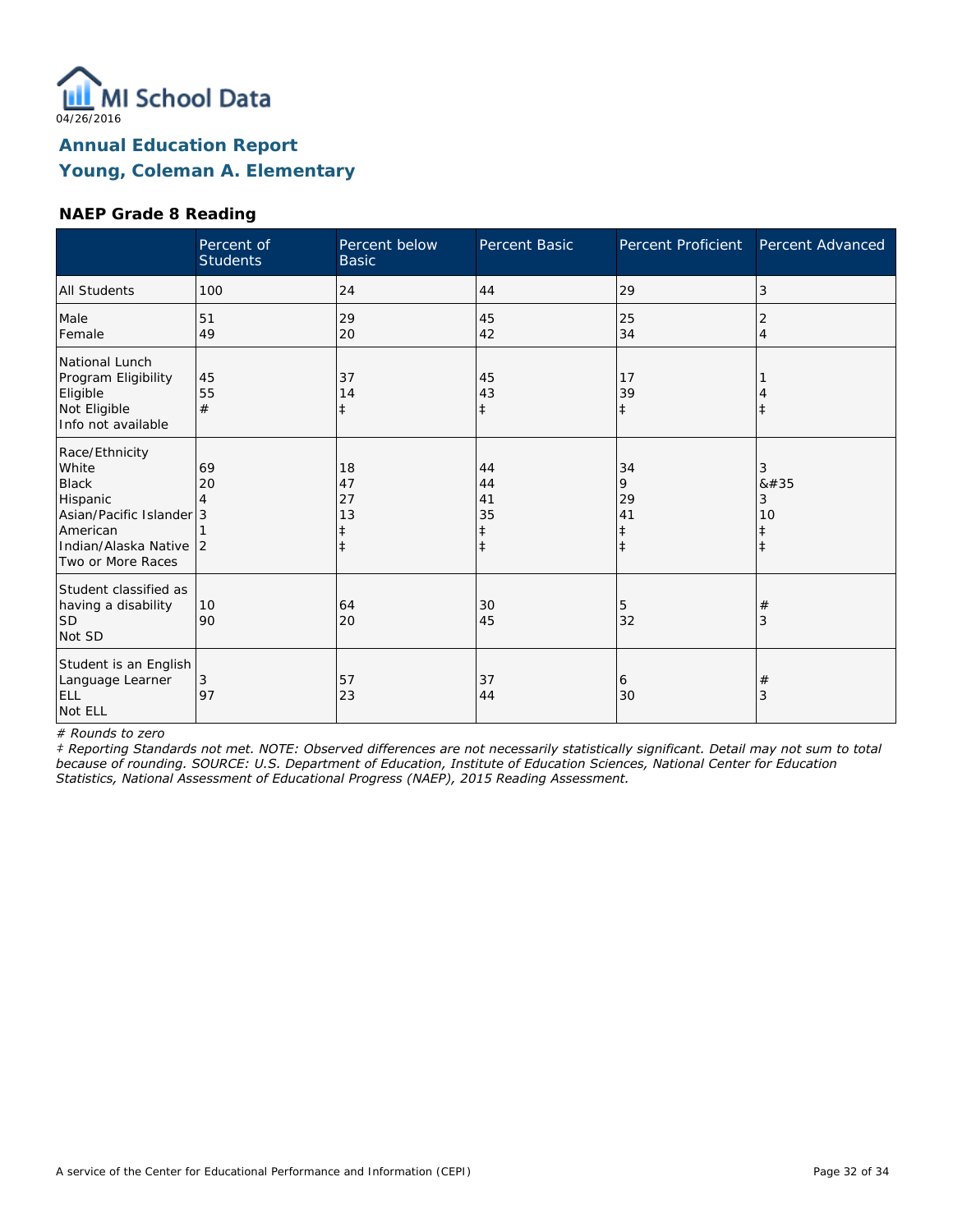MI School Data
04/26/2016

# Annual Education Report
## Young, Coleman A. Elementary

### NAEP Grade 8 Reading

| | Percent of Students | Percent below Basic | Percent Basic | Percent Proficient | Percent Advanced |
|---|---|---|---|---|---|
| All Students | 100 | 24 | 44 | 29 | 3 |
| Male<br>Female | 51<br>49 | 29<br>20 | 45<br>42 | 25<br>34 | 2<br>4 |
| National Lunch Program Eligibility<br>Eligible<br>Not Eligible<br>Info not available | 45<br>55<br># | 37<br>14<br>‡ | 45<br>43<br>‡ | 17<br>39<br>‡ | 1<br>4<br>‡ |
| Race/Ethnicity<br>White<br>Black<br>Hispanic<br>Asian/Pacific Islander<br>American Indian/Alaska Native<br>Two or More Races | 69<br>20<br>4<br>3<br>1<br>2 | 18<br>47<br>27<br>13<br>‡<br>‡ | 44<br>44<br>41<br>35<br>‡<br>‡ | 34<br>9<br>29<br>41<br>‡<br>‡ | 3<br>&#35<br>3<br>10<br>‡<br>‡ |
| Student classified as having a disability<br>SD<br>Not SD | 10<br>90 | 64<br>20 | 30<br>45 | 5<br>32 | #<br>3 |
| Student is an English Language Learner<br>ELL<br>Not ELL | 3<br>97 | 57<br>23 | 37<br>44 | 6<br>30 | #<br>3 |

*# Rounds to zero*

*‡ Reporting Standards not met. NOTE: Observed differences are not necessarily statistically significant. Detail may not sum to total because of rounding. SOURCE: U.S. Department of Education, Institute of Education Sciences, National Center for Education Statistics, National Assessment of Educational Progress (NAEP), 2015 Reading Assessment.*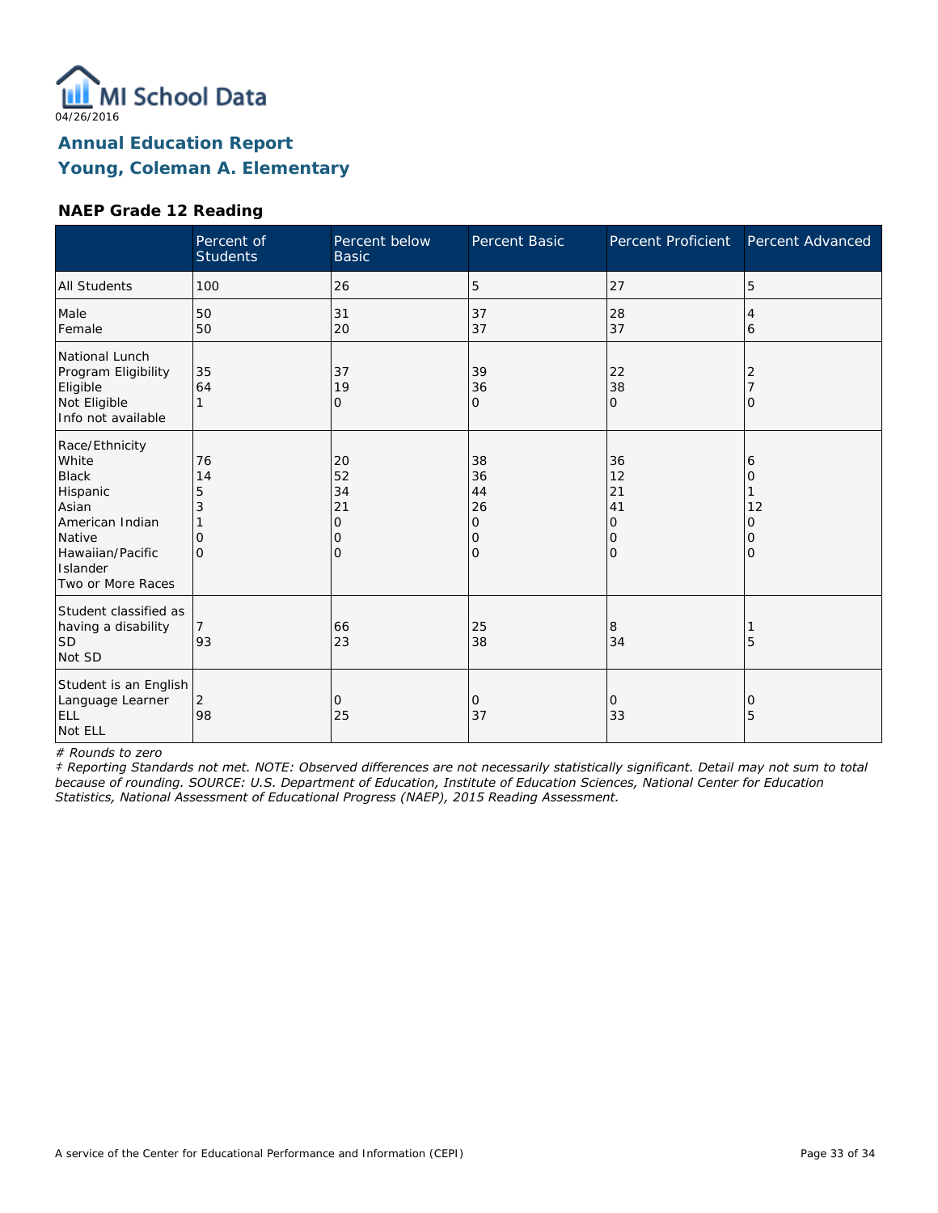MI School Data
04/26/2016

## Annual Education Report
## Young, Coleman A. Elementary

### NAEP Grade 12 Reading

| | Percent of Students | Percent below Basic | Percent Basic | Percent Proficient | Percent Advanced |
|---|---|---|---|---|---|
| All Students | 100 | 26 | 5 | 27 | 5 |
| Male | 50 | 31 | 37 | 28 | 4 |
| Female | 50 | 20 | 37 | 37 | 6 |
| National Lunch Program Eligibility | | | | | |
| Eligible | 35 | 37 | 39 | 22 | 2 |
| Not Eligible | 64 | 19 | 36 | 38 | 7 |
| Info not available | 1 | 0 | 0 | 0 | 0 |
| Race/Ethnicity | | | | | |
| White | 76 | 20 | 38 | 36 | 6 |
| Black | 14 | 52 | 36 | 12 | 0 |
| Hispanic | 5 | 34 | 44 | 21 | 1 |
| Asian | 3 | 21 | 26 | 41 | 12 |
| American Indian | 1 | 0 | 0 | 0 | 0 |
| Native Hawaiian/Pacific Islander | 0 | 0 | 0 | 0 | 0 |
| Two or More Races | 0 | 0 | 0 | 0 | 0 |
| Student classified as having a disability | | | | | |
| SD | 7 | 66 | 25 | 8 | 1 |
| Not SD | 93 | 23 | 38 | 34 | 5 |
| Student is an English Language Learner | | | | | |
| ELL | 2 | 0 | 0 | 0 | 0 |
| Not ELL | 98 | 25 | 37 | 33 | 5 |

*# Rounds to zero*

*‡ Reporting Standards not met. NOTE: Observed differences are not necessarily statistically significant. Detail may not sum to total because of rounding. SOURCE: U.S. Department of Education, Institute of Education Sciences, National Center for Education Statistics, National Assessment of Educational Progress (NAEP), 2015 Reading Assessment.*

A service of the Center for Educational Performance and Information (CEPI)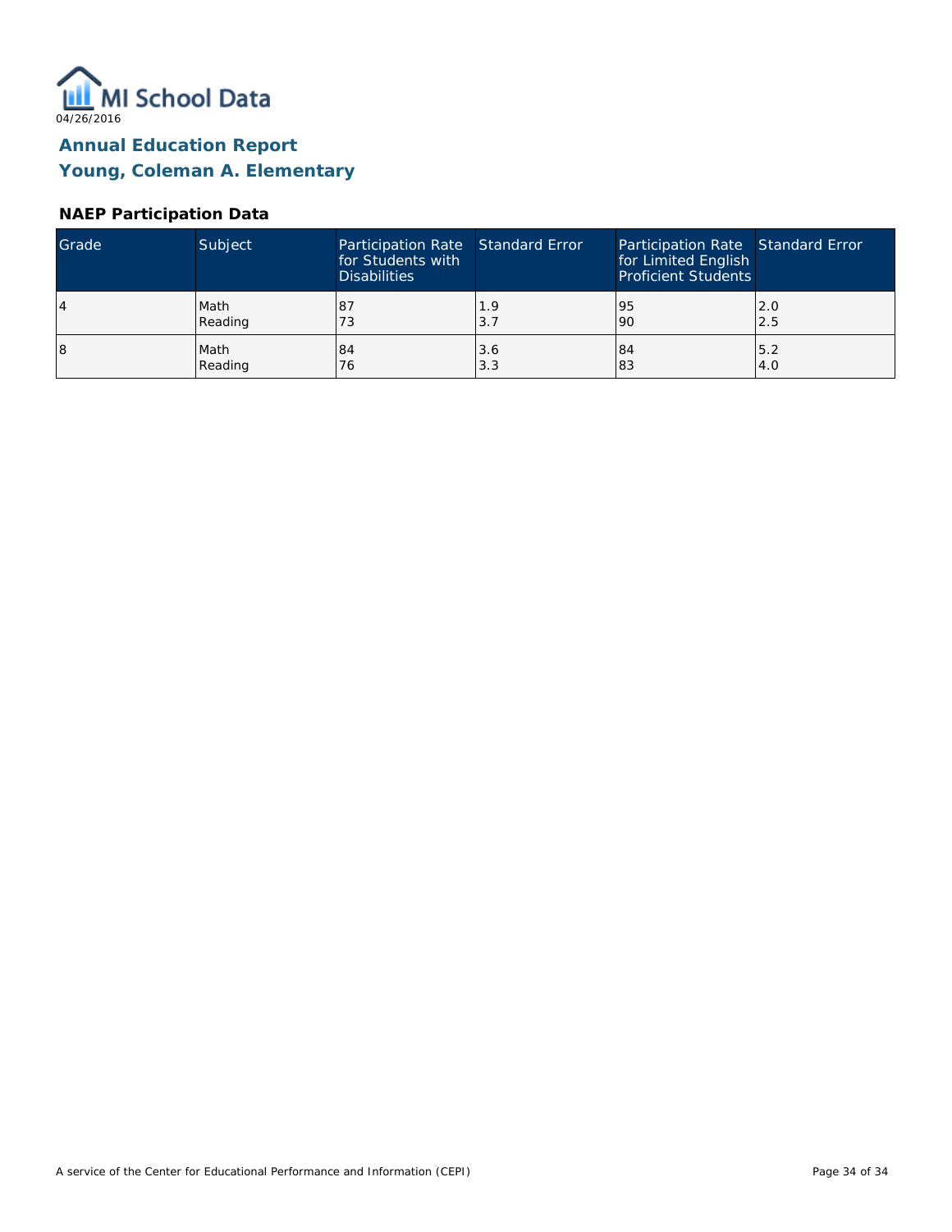MI School Data

04/26/2016

## Annual Education Report
## Young, Coleman A. Elementary

### NAEP Participation Data

| Grade | Subject | Participation Rate for Students with Disabilities | Standard Error | Participation Rate for Limited English Proficient Students | Standard Error |
|---|---|---|---|---|---|
| 4 | Math<br>Reading | 87<br>73 | 1.9<br>3.7 | 95<br>90 | 2.0<br>2.5 |
| 8 | Math<br>Reading | 84<br>76 | 3.6<br>3.3 | 84<br>83 | 5.2<br>4.0 |

A service of the Center for Educational Performance and Information (CEPI)